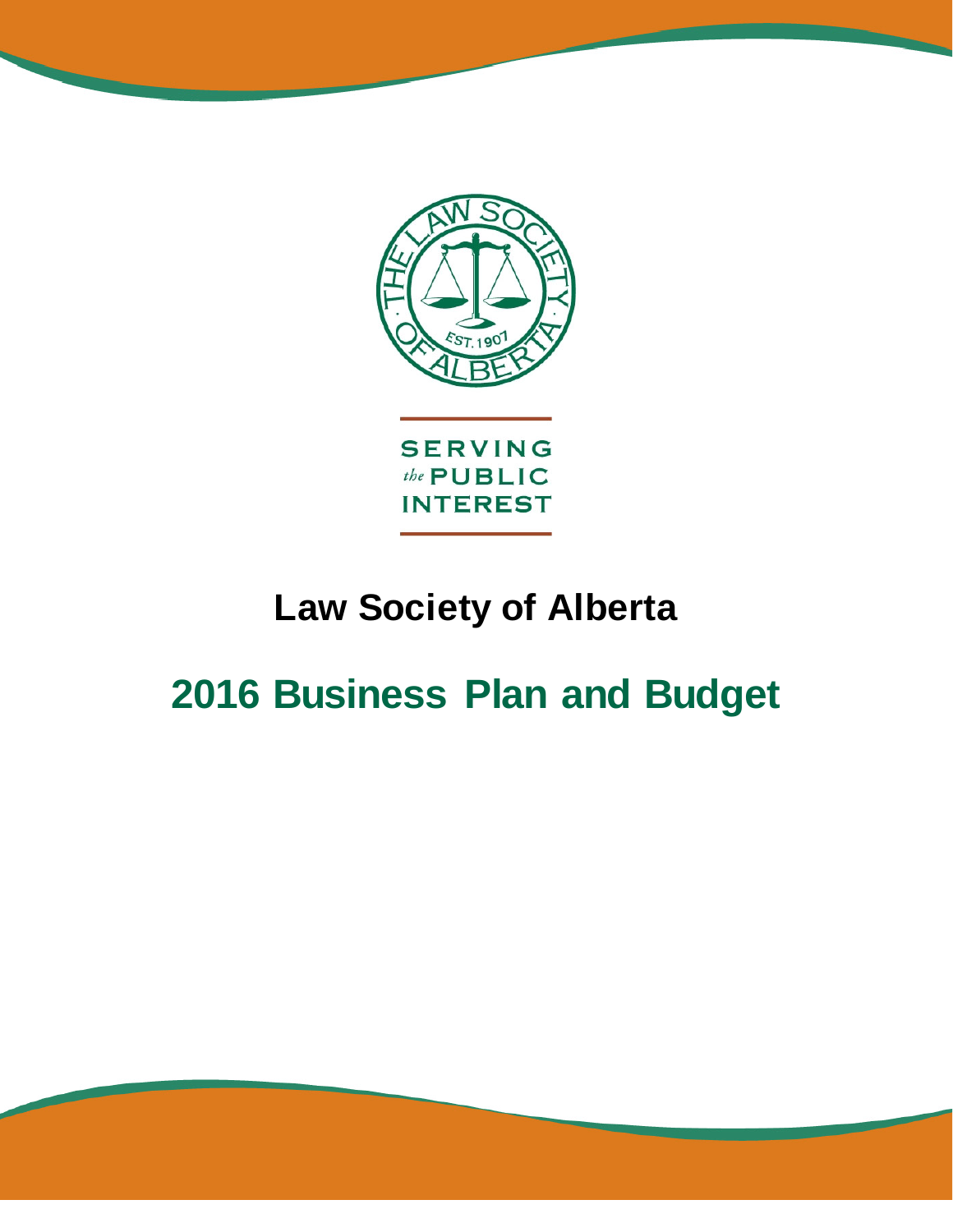SERVING
*the* PUBLIC
INTEREST

# Law Society of Alberta

# 2016 Business Plan and Budget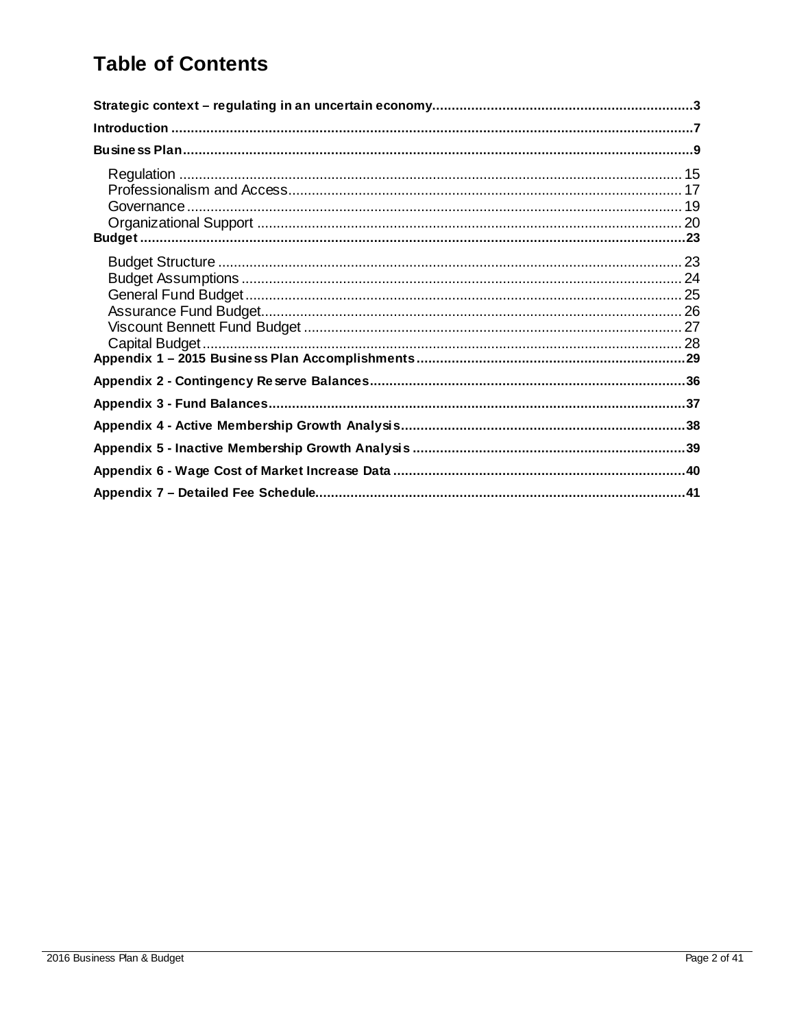# Table of Contents

**Strategic context – regulating in an uncertain economy** .......... 3

**Introduction** .......... 7

**Business Plan** .......... 9

- Regulation .......... 15
- Professionalism and Access .......... 17
- Governance .......... 19
- Organizational Support .......... 20

**Budget** .......... 23

- Budget Structure .......... 23
- Budget Assumptions .......... 24
- General Fund Budget .......... 25
- Assurance Fund Budget .......... 26
- Viscount Bennett Fund Budget .......... 27
- Capital Budget .......... 28

**Appendix 1 – 2015 Business Plan Accomplishments** .......... 29

**Appendix 2 - Contingency Reserve Balances** .......... 36

**Appendix 3 - Fund Balances** .......... 37

**Appendix 4 - Active Membership Growth Analysis** .......... 38

**Appendix 5 - Inactive Membership Growth Analysis** .......... 39

**Appendix 6 - Wage Cost of Market Increase Data** .......... 40

**Appendix 7 – Detailed Fee Schedule** .......... 41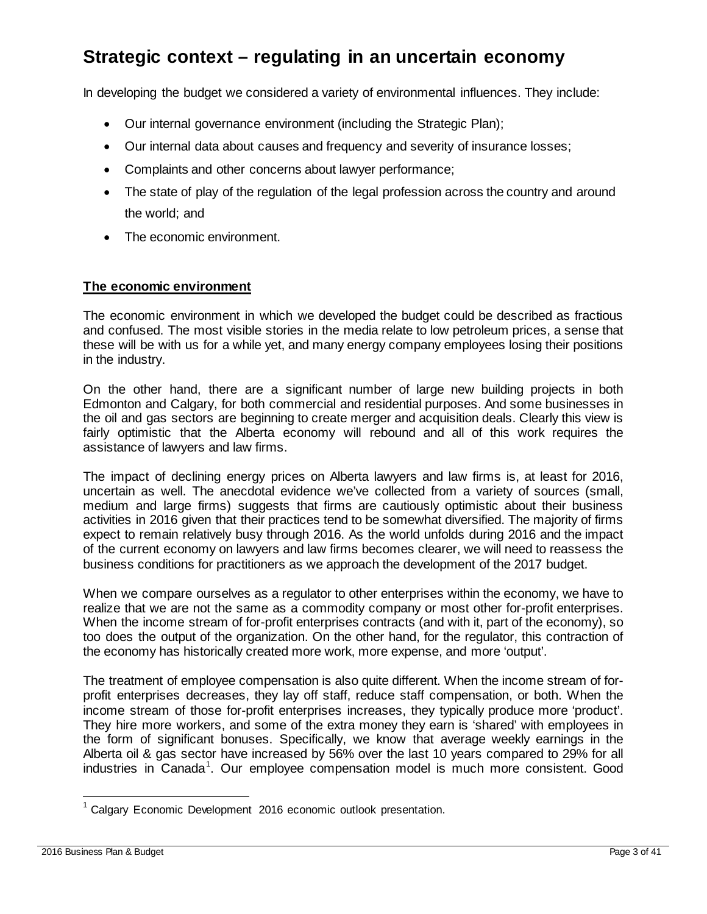# Strategic context – regulating in an uncertain economy

In developing the budget we considered a variety of environmental influences. They include:

- Our internal governance environment (including the Strategic Plan);
- Our internal data about causes and frequency and severity of insurance losses;
- Complaints and other concerns about lawyer performance;
- The state of play of the regulation of the legal profession across the country and around the world; and
- The economic environment.

## The economic environment

The economic environment in which we developed the budget could be described as fractious and confused. The most visible stories in the media relate to low petroleum prices, a sense that these will be with us for a while yet, and many energy company employees losing their positions in the industry.

On the other hand, there are a significant number of large new building projects in both Edmonton and Calgary, for both commercial and residential purposes. And some businesses in the oil and gas sectors are beginning to create merger and acquisition deals. Clearly this view is fairly optimistic that the Alberta economy will rebound and all of this work requires the assistance of lawyers and law firms.

The impact of declining energy prices on Alberta lawyers and law firms is, at least for 2016, uncertain as well. The anecdotal evidence we've collected from a variety of sources (small, medium and large firms) suggests that firms are cautiously optimistic about their business activities in 2016 given that their practices tend to be somewhat diversified. The majority of firms expect to remain relatively busy through 2016. As the world unfolds during 2016 and the impact of the current economy on lawyers and law firms becomes clearer, we will need to reassess the business conditions for practitioners as we approach the development of the 2017 budget.

When we compare ourselves as a regulator to other enterprises within the economy, we have to realize that we are not the same as a commodity company or most other for-profit enterprises. When the income stream of for-profit enterprises contracts (and with it, part of the economy), so too does the output of the organization. On the other hand, for the regulator, this contraction of the economy has historically created more work, more expense, and more 'output'.

The treatment of employee compensation is also quite different. When the income stream of for-profit enterprises decreases, they lay off staff, reduce staff compensation, or both. When the income stream of those for-profit enterprises increases, they typically produce more 'product'. They hire more workers, and some of the extra money they earn is 'shared' with employees in the form of significant bonuses. Specifically, we know that average weekly earnings in the Alberta oil & gas sector have increased by 56% over the last 10 years compared to 29% for all industries in Canada[1]. Our employee compensation model is much more consistent. Good

[1] Calgary Economic Development 2016 economic outlook presentation.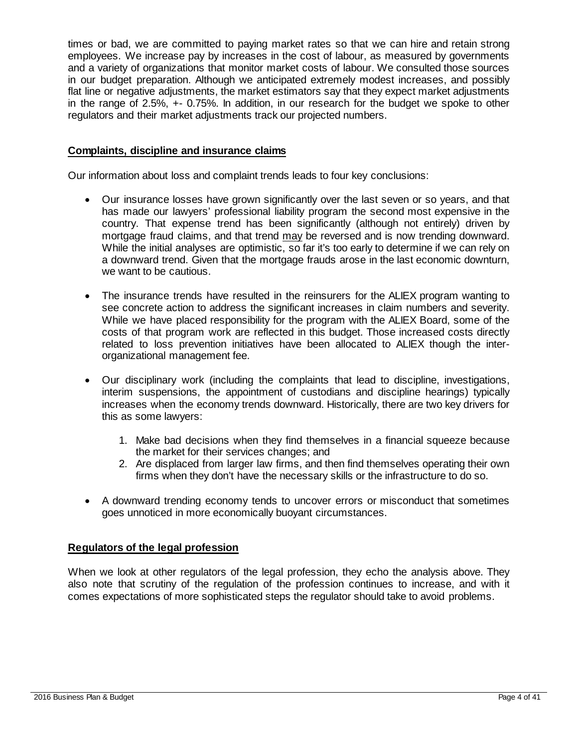times or bad, we are committed to paying market rates so that we can hire and retain strong employees. We increase pay by increases in the cost of labour, as measured by governments and a variety of organizations that monitor market costs of labour. We consulted those sources in our budget preparation. Although we anticipated extremely modest increases, and possibly flat line or negative adjustments, the market estimators say that they expect market adjustments in the range of 2.5%, +- 0.75%. In addition, in our research for the budget we spoke to other regulators and their market adjustments track our projected numbers.

## Complaints, discipline and insurance claims

Our information about loss and complaint trends leads to four key conclusions:

- Our insurance losses have grown significantly over the last seven or so years, and that has made our lawyers' professional liability program the second most expensive in the country. That expense trend has been significantly (although not entirely) driven by mortgage fraud claims, and that trend may be reversed and is now trending downward. While the initial analyses are optimistic, so far it's too early to determine if we can rely on a downward trend. Given that the mortgage frauds arose in the last economic downturn, we want to be cautious.

- The insurance trends have resulted in the reinsurers for the ALIEX program wanting to see concrete action to address the significant increases in claim numbers and severity. While we have placed responsibility for the program with the ALIEX Board, some of the costs of that program work are reflected in this budget. Those increased costs directly related to loss prevention initiatives have been allocated to ALIEX though the inter-organizational management fee.

- Our disciplinary work (including the complaints that lead to discipline, investigations, interim suspensions, the appointment of custodians and discipline hearings) typically increases when the economy trends downward. Historically, there are two key drivers for this as some lawyers:

    1. Make bad decisions when they find themselves in a financial squeeze because the market for their services changes; and
    2. Are displaced from larger law firms, and then find themselves operating their own firms when they don't have the necessary skills or the infrastructure to do so.

- A downward trending economy tends to uncover errors or misconduct that sometimes goes unnoticed in more economically buoyant circumstances.

## Regulators of the legal profession

When we look at other regulators of the legal profession, they echo the analysis above. They also note that scrutiny of the regulation of the profession continues to increase, and with it comes expectations of more sophisticated steps the regulator should take to avoid problems.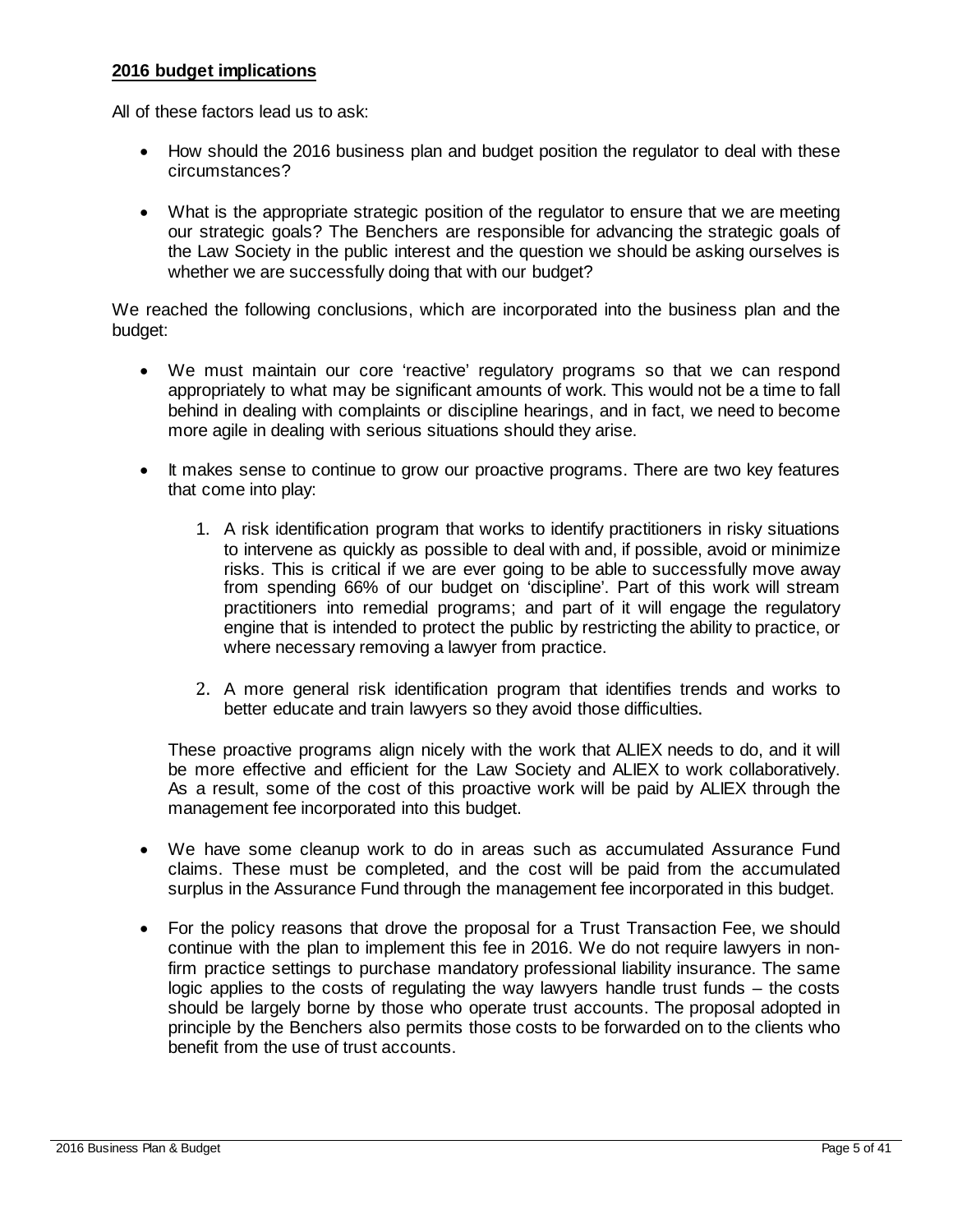**2016 budget implications**

All of these factors lead us to ask:

- How should the 2016 business plan and budget position the regulator to deal with these circumstances?

- What is the appropriate strategic position of the regulator to ensure that we are meeting our strategic goals? The Benchers are responsible for advancing the strategic goals of the Law Society in the public interest and the question we should be asking ourselves is whether we are successfully doing that with our budget?

We reached the following conclusions, which are incorporated into the business plan and the budget:

- We must maintain our core 'reactive' regulatory programs so that we can respond appropriately to what may be significant amounts of work. This would not be a time to fall behind in dealing with complaints or discipline hearings, and in fact, we need to become more agile in dealing with serious situations should they arise.

- It makes sense to continue to grow our proactive programs. There are two key features that come into play:

  1. A risk identification program that works to identify practitioners in risky situations to intervene as quickly as possible to deal with and, if possible, avoid or minimize risks. This is critical if we are ever going to be able to successfully move away from spending 66% of our budget on 'discipline'. Part of this work will stream practitioners into remedial programs; and part of it will engage the regulatory engine that is intended to protect the public by restricting the ability to practice, or where necessary removing a lawyer from practice.

  2. A more general risk identification program that identifies trends and works to better educate and train lawyers so they avoid those difficulties.

  These proactive programs align nicely with the work that ALIEX needs to do, and it will be more effective and efficient for the Law Society and ALIEX to work collaboratively. As a result, some of the cost of this proactive work will be paid by ALIEX through the management fee incorporated into this budget.

- We have some cleanup work to do in areas such as accumulated Assurance Fund claims. These must be completed, and the cost will be paid from the accumulated surplus in the Assurance Fund through the management fee incorporated in this budget.

- For the policy reasons that drove the proposal for a Trust Transaction Fee, we should continue with the plan to implement this fee in 2016. We do not require lawyers in non-firm practice settings to purchase mandatory professional liability insurance. The same logic applies to the costs of regulating the way lawyers handle trust funds – the costs should be largely borne by those who operate trust accounts. The proposal adopted in principle by the Benchers also permits those costs to be forwarded on to the clients who benefit from the use of trust accounts.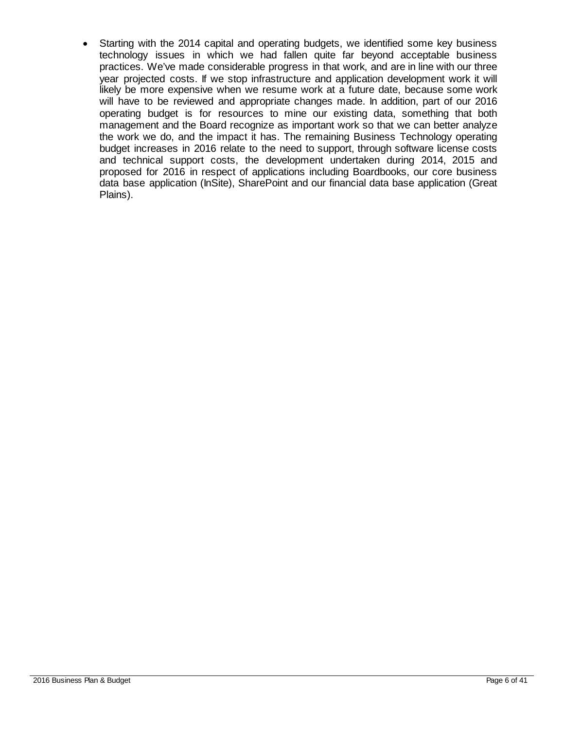- Starting with the 2014 capital and operating budgets, we identified some key business technology issues in which we had fallen quite far beyond acceptable business practices. We've made considerable progress in that work, and are in line with our three year projected costs. If we stop infrastructure and application development work it will likely be more expensive when we resume work at a future date, because some work will have to be reviewed and appropriate changes made. In addition, part of our 2016 operating budget is for resources to mine our existing data, something that both management and the Board recognize as important work so that we can better analyze the work we do, and the impact it has. The remaining Business Technology operating budget increases in 2016 relate to the need to support, through software license costs and technical support costs, the development undertaken during 2014, 2015 and proposed for 2016 in respect of applications including Boardbooks, our core business data base application (InSite), SharePoint and our financial data base application (Great Plains).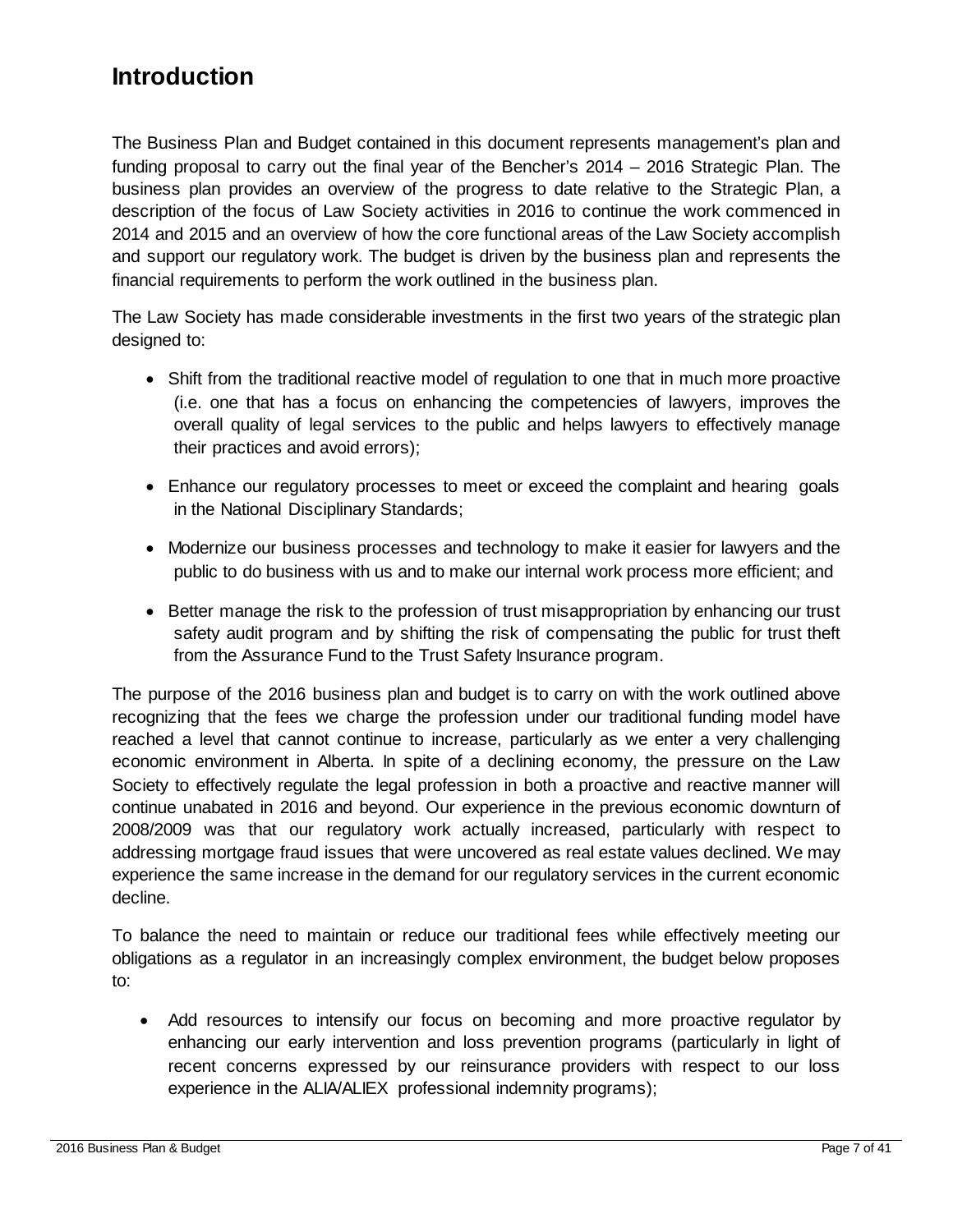# Introduction

The Business Plan and Budget contained in this document represents management's plan and funding proposal to carry out the final year of the Bencher's 2014 – 2016 Strategic Plan. The business plan provides an overview of the progress to date relative to the Strategic Plan, a description of the focus of Law Society activities in 2016 to continue the work commenced in 2014 and 2015 and an overview of how the core functional areas of the Law Society accomplish and support our regulatory work. The budget is driven by the business plan and represents the financial requirements to perform the work outlined in the business plan.

The Law Society has made considerable investments in the first two years of the strategic plan designed to:

- Shift from the traditional reactive model of regulation to one that in much more proactive (i.e. one that has a focus on enhancing the competencies of lawyers, improves the overall quality of legal services to the public and helps lawyers to effectively manage their practices and avoid errors);
- Enhance our regulatory processes to meet or exceed the complaint and hearing goals in the National Disciplinary Standards;
- Modernize our business processes and technology to make it easier for lawyers and the public to do business with us and to make our internal work process more efficient; and
- Better manage the risk to the profession of trust misappropriation by enhancing our trust safety audit program and by shifting the risk of compensating the public for trust theft from the Assurance Fund to the Trust Safety Insurance program.

The purpose of the 2016 business plan and budget is to carry on with the work outlined above recognizing that the fees we charge the profession under our traditional funding model have reached a level that cannot continue to increase, particularly as we enter a very challenging economic environment in Alberta. In spite of a declining economy, the pressure on the Law Society to effectively regulate the legal profession in both a proactive and reactive manner will continue unabated in 2016 and beyond. Our experience in the previous economic downturn of 2008/2009 was that our regulatory work actually increased, particularly with respect to addressing mortgage fraud issues that were uncovered as real estate values declined. We may experience the same increase in the demand for our regulatory services in the current economic decline.

To balance the need to maintain or reduce our traditional fees while effectively meeting our obligations as a regulator in an increasingly complex environment, the budget below proposes to:

- Add resources to intensify our focus on becoming and more proactive regulator by enhancing our early intervention and loss prevention programs (particularly in light of recent concerns expressed by our reinsurance providers with respect to our loss experience in the ALIA/ALIEX professional indemnity programs);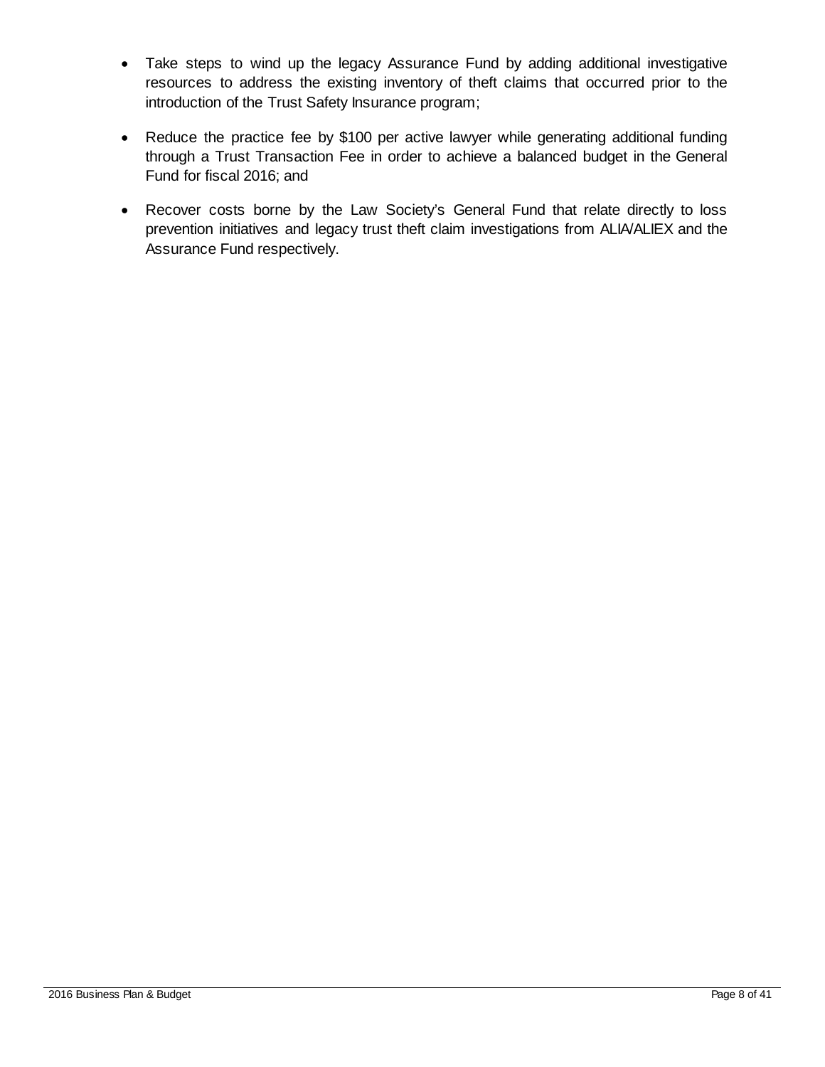- Take steps to wind up the legacy Assurance Fund by adding additional investigative resources to address the existing inventory of theft claims that occurred prior to the introduction of the Trust Safety Insurance program;
- Reduce the practice fee by $100 per active lawyer while generating additional funding through a Trust Transaction Fee in order to achieve a balanced budget in the General Fund for fiscal 2016; and
- Recover costs borne by the Law Society's General Fund that relate directly to loss prevention initiatives and legacy trust theft claim investigations from ALIA/ALIEX and the Assurance Fund respectively.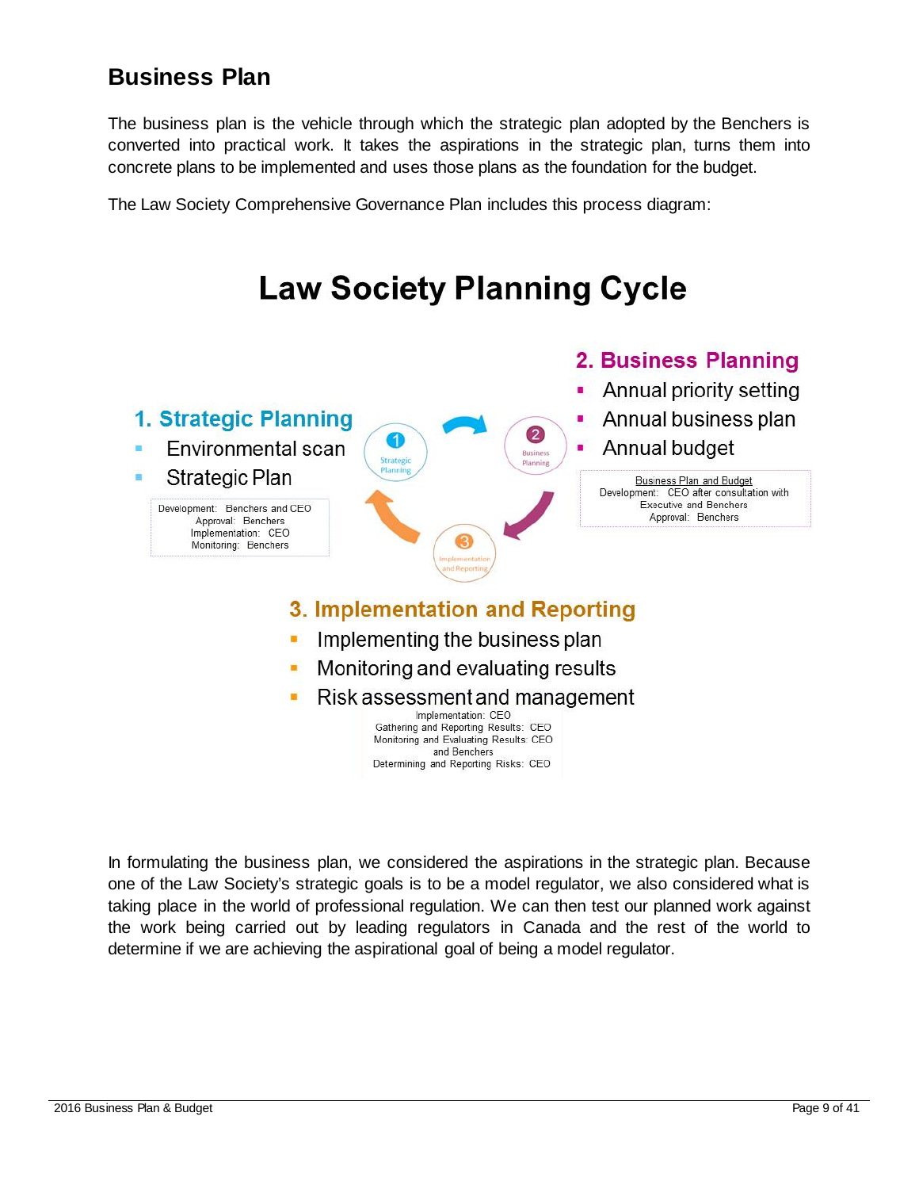## Business Plan

The business plan is the vehicle through which the strategic plan adopted by the Benchers is converted into practical work. It takes the aspirations in the strategic plan, turns them into concrete plans to be implemented and uses those plans as the foundation for the budget.

The Law Society Comprehensive Governance Plan includes this process diagram:

### Law Society Planning Cycle

**1. Strategic Planning**

- Environmental scan
- Strategic Plan

Development: Benchers and CEO
Approval: Benchers
Implementation: CEO
Monitoring: Benchers

**2. Business Planning**

- Annual priority setting
- Annual business plan
- Annual budget

Business Plan and Budget
Development: CEO after consultation with Executive and Benchers
Approval: Benchers

**3. Implementation and Reporting**

- Implementing the business plan
- Monitoring and evaluating results
- Risk assessment and management

Implementation: CEO
Gathering and Reporting Results: CEO
Monitoring and Evaluating Results: CEO and Benchers
Determining and Reporting Risks: CEO

In formulating the business plan, we considered the aspirations in the strategic plan. Because one of the Law Society's strategic goals is to be a model regulator, we also considered what is taking place in the world of professional regulation. We can then test our planned work against the work being carried out by leading regulators in Canada and the rest of the world to determine if we are achieving the aspirational goal of being a model regulator.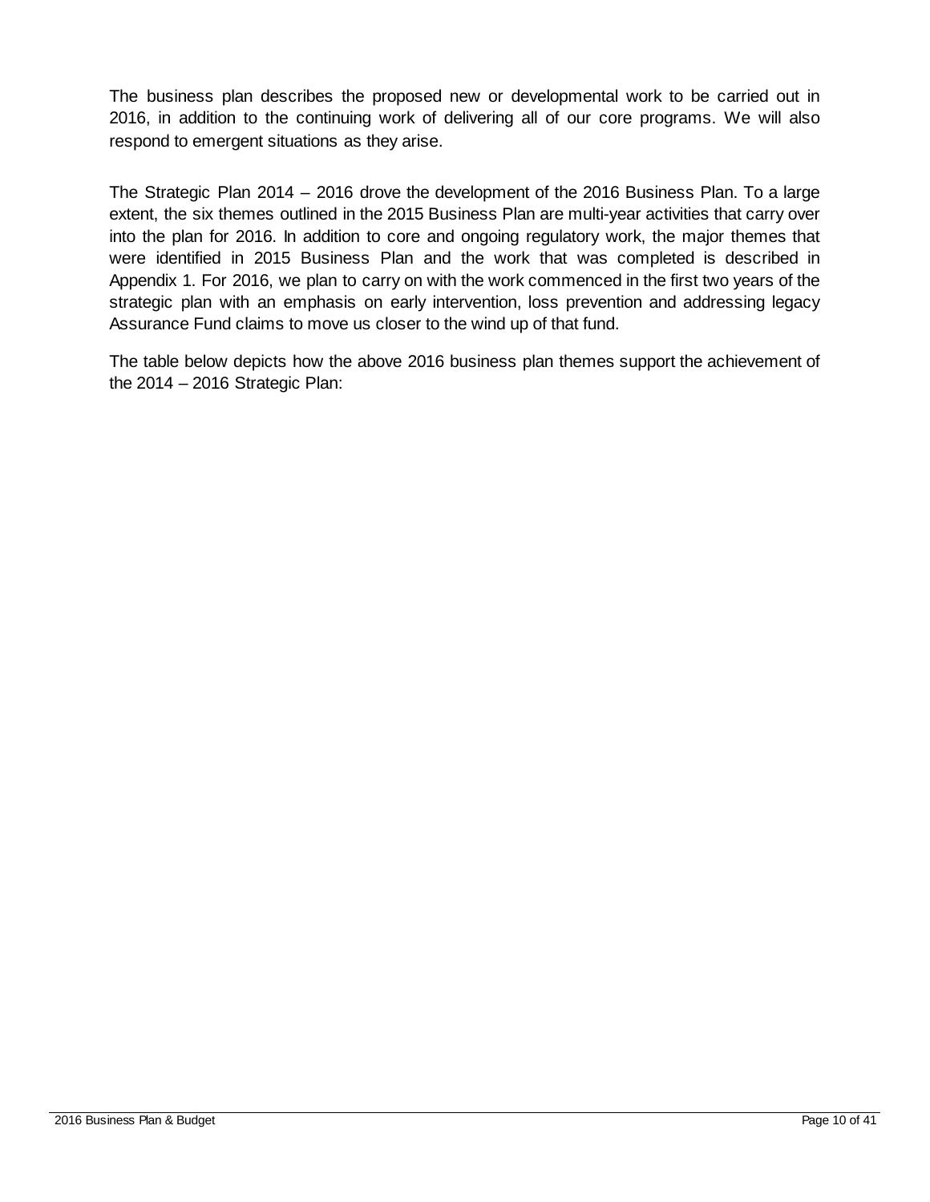The business plan describes the proposed new or developmental work to be carried out in 2016, in addition to the continuing work of delivering all of our core programs. We will also respond to emergent situations as they arise.

The Strategic Plan 2014 – 2016 drove the development of the 2016 Business Plan. To a large extent, the six themes outlined in the 2015 Business Plan are multi-year activities that carry over into the plan for 2016. In addition to core and ongoing regulatory work, the major themes that were identified in 2015 Business Plan and the work that was completed is described in Appendix 1. For 2016, we plan to carry on with the work commenced in the first two years of the strategic plan with an emphasis on early intervention, loss prevention and addressing legacy Assurance Fund claims to move us closer to the wind up of that fund.

The table below depicts how the above 2016 business plan themes support the achievement of the 2014 – 2016 Strategic Plan: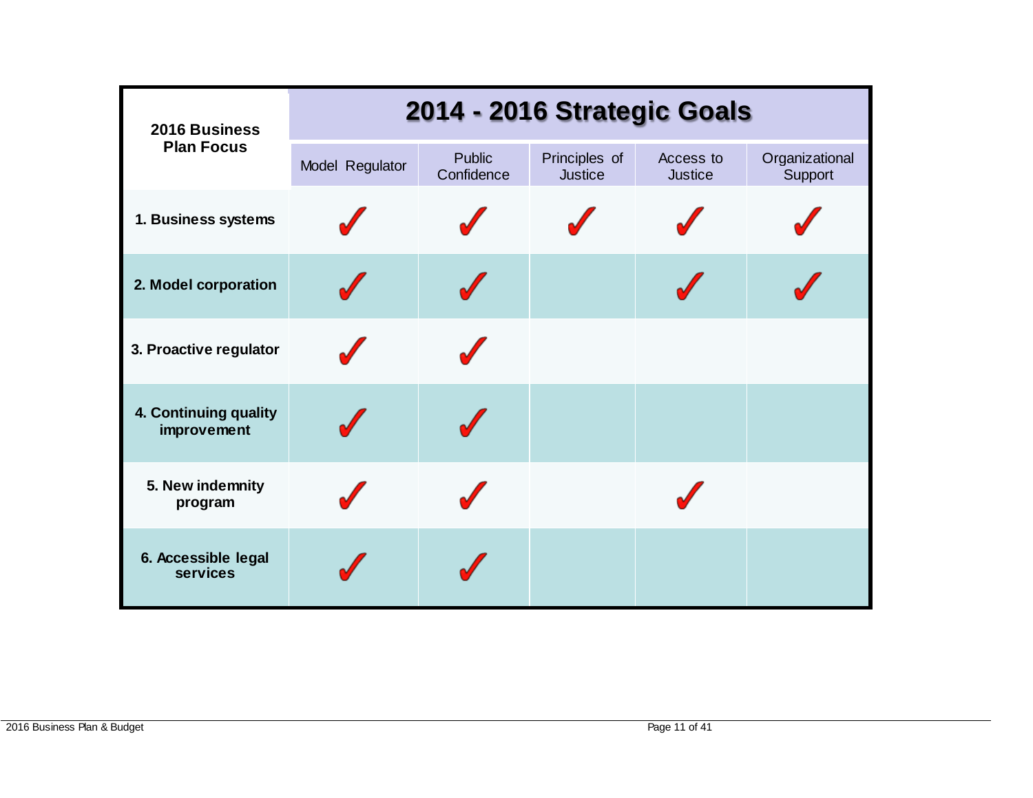| 2016 Business Plan Focus | 2014 - 2016 Strategic Goals | | | | |
|---|---|---|---|---|---|
| | Model Regulator | Public Confidence | Principles of Justice | Access to Justice | Organizational Support |
| **1. Business systems** | ✓ | ✓ | ✓ | ✓ | ✓ |
| **2. Model corporation** | ✓ | ✓ | | ✓ | ✓ |
| **3. Proactive regulator** | ✓ | ✓ | | | |
| **4. Continuing quality improvement** | ✓ | ✓ | | | |
| **5. New indemnity program** | ✓ | ✓ | | ✓ | |
| **6. Accessible legal services** | ✓ | ✓ | | | |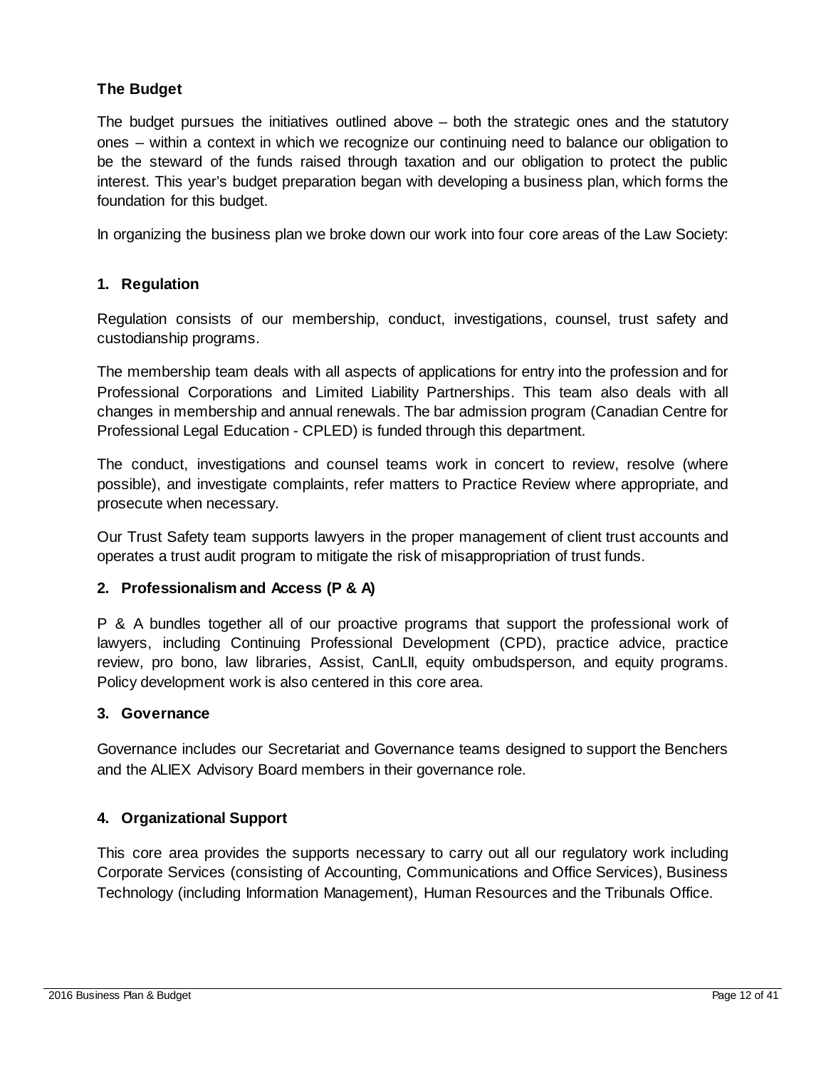## The Budget

The budget pursues the initiatives outlined above – both the strategic ones and the statutory ones – within a context in which we recognize our continuing need to balance our obligation to be the steward of the funds raised through taxation and our obligation to protect the public interest. This year's budget preparation began with developing a business plan, which forms the foundation for this budget.

In organizing the business plan we broke down our work into four core areas of the Law Society:

### 1. Regulation

Regulation consists of our membership, conduct, investigations, counsel, trust safety and custodianship programs.

The membership team deals with all aspects of applications for entry into the profession and for Professional Corporations and Limited Liability Partnerships. This team also deals with all changes in membership and annual renewals. The bar admission program (Canadian Centre for Professional Legal Education - CPLED) is funded through this department.

The conduct, investigations and counsel teams work in concert to review, resolve (where possible), and investigate complaints, refer matters to Practice Review where appropriate, and prosecute when necessary.

Our Trust Safety team supports lawyers in the proper management of client trust accounts and operates a trust audit program to mitigate the risk of misappropriation of trust funds.

### 2. Professionalism and Access (P & A)

P & A bundles together all of our proactive programs that support the professional work of lawyers, including Continuing Professional Development (CPD), practice advice, practice review, pro bono, law libraries, Assist, CanLII, equity ombudsperson, and equity programs. Policy development work is also centered in this core area.

### 3. Governance

Governance includes our Secretariat and Governance teams designed to support the Benchers and the ALIEX Advisory Board members in their governance role.

### 4. Organizational Support

This core area provides the supports necessary to carry out all our regulatory work including Corporate Services (consisting of Accounting, Communications and Office Services), Business Technology (including Information Management), Human Resources and the Tribunals Office.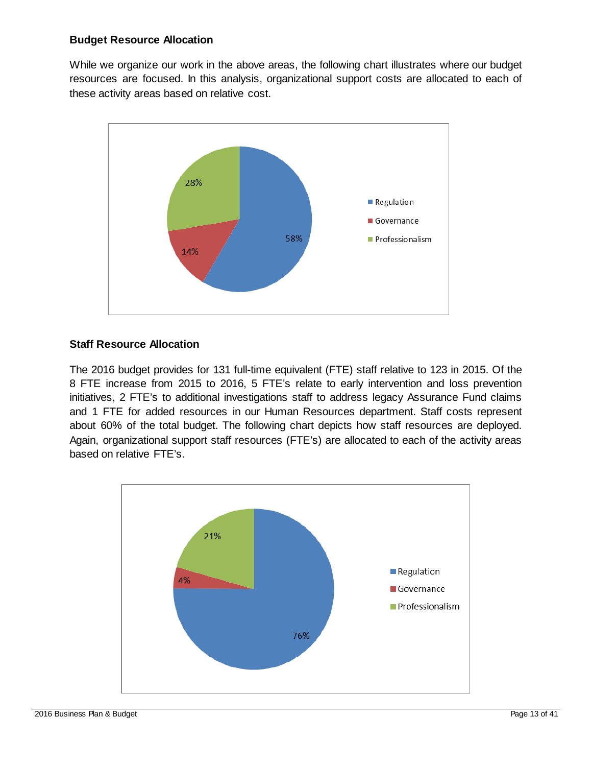### Budget Resource Allocation

While we organize our work in the above areas, the following chart illustrates where our budget resources are focused. In this analysis, organizational support costs are allocated to each of these activity areas based on relative cost.

### Staff Resource Allocation

The 2016 budget provides for 131 full-time equivalent (FTE) staff relative to 123 in 2015. Of the 8 FTE increase from 2015 to 2016, 5 FTE's relate to early intervention and loss prevention initiatives, 2 FTE's to additional investigations staff to address legacy Assurance Fund claims and 1 FTE for added resources in our Human Resources department. Staff costs represent about 60% of the total budget. The following chart depicts how staff resources are deployed. Again, organizational support staff resources (FTE's) are allocated to each of the activity areas based on relative FTE's.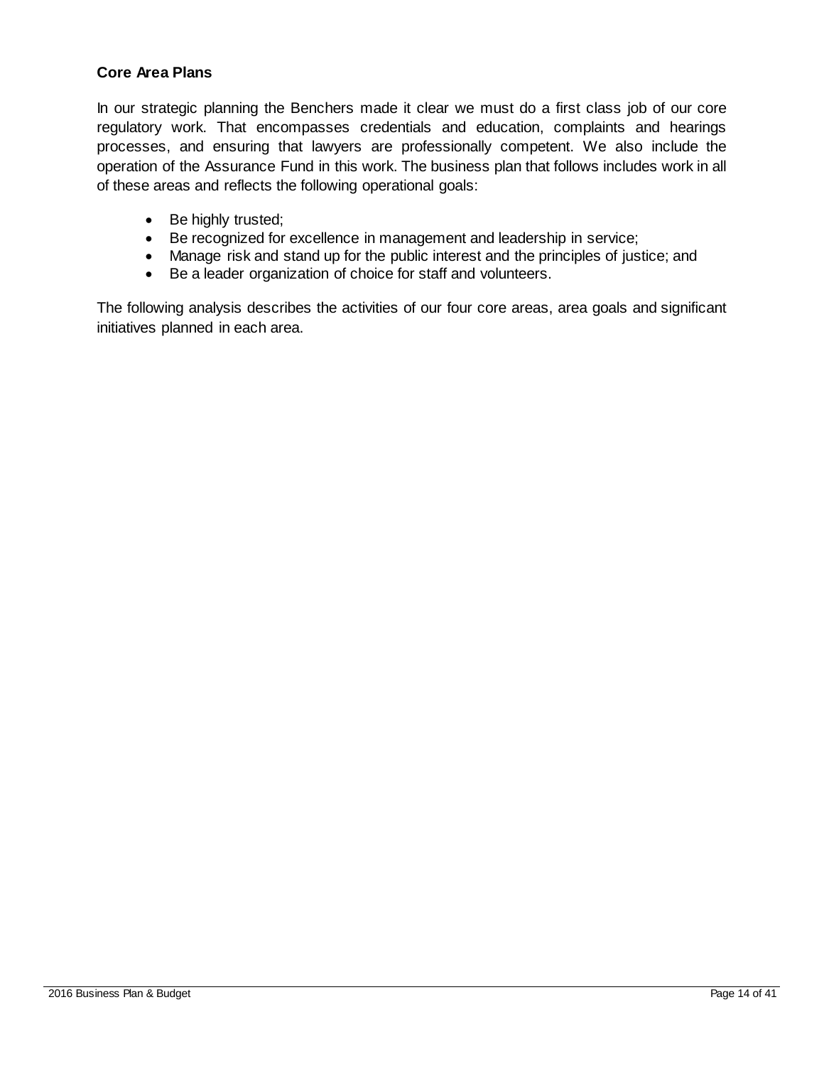**Core Area Plans**

In our strategic planning the Benchers made it clear we must do a first class job of our core regulatory work. That encompasses credentials and education, complaints and hearings processes, and ensuring that lawyers are professionally competent. We also include the operation of the Assurance Fund in this work. The business plan that follows includes work in all of these areas and reflects the following operational goals:

- Be highly trusted;
- Be recognized for excellence in management and leadership in service;
- Manage risk and stand up for the public interest and the principles of justice; and
- Be a leader organization of choice for staff and volunteers.

The following analysis describes the activities of our four core areas, area goals and significant initiatives planned in each area.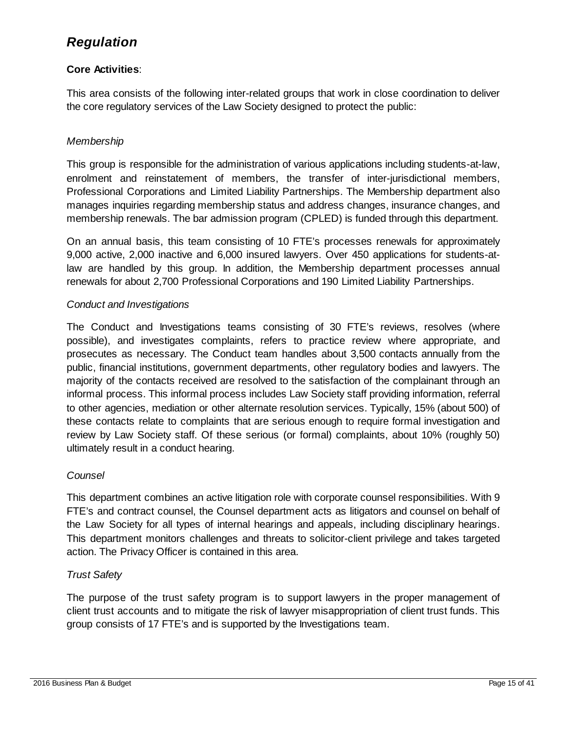## *Regulation*

**Core Activities**:

This area consists of the following inter-related groups that work in close coordination to deliver the core regulatory services of the Law Society designed to protect the public:

*Membership*

This group is responsible for the administration of various applications including students-at-law, enrolment and reinstatement of members, the transfer of inter-jurisdictional members, Professional Corporations and Limited Liability Partnerships. The Membership department also manages inquiries regarding membership status and address changes, insurance changes, and membership renewals. The bar admission program (CPLED) is funded through this department.

On an annual basis, this team consisting of 10 FTE's processes renewals for approximately 9,000 active, 2,000 inactive and 6,000 insured lawyers. Over 450 applications for students-at-law are handled by this group. In addition, the Membership department processes annual renewals for about 2,700 Professional Corporations and 190 Limited Liability Partnerships.

*Conduct and Investigations*

The Conduct and Investigations teams consisting of 30 FTE's reviews, resolves (where possible), and investigates complaints, refers to practice review where appropriate, and prosecutes as necessary. The Conduct team handles about 3,500 contacts annually from the public, financial institutions, government departments, other regulatory bodies and lawyers. The majority of the contacts received are resolved to the satisfaction of the complainant through an informal process. This informal process includes Law Society staff providing information, referral to other agencies, mediation or other alternate resolution services. Typically, 15% (about 500) of these contacts relate to complaints that are serious enough to require formal investigation and review by Law Society staff. Of these serious (or formal) complaints, about 10% (roughly 50) ultimately result in a conduct hearing.

*Counsel*

This department combines an active litigation role with corporate counsel responsibilities. With 9 FTE's and contract counsel, the Counsel department acts as litigators and counsel on behalf of the Law Society for all types of internal hearings and appeals, including disciplinary hearings. This department monitors challenges and threats to solicitor-client privilege and takes targeted action. The Privacy Officer is contained in this area.

*Trust Safety*

The purpose of the trust safety program is to support lawyers in the proper management of client trust accounts and to mitigate the risk of lawyer misappropriation of client trust funds. This group consists of 17 FTE's and is supported by the Investigations team.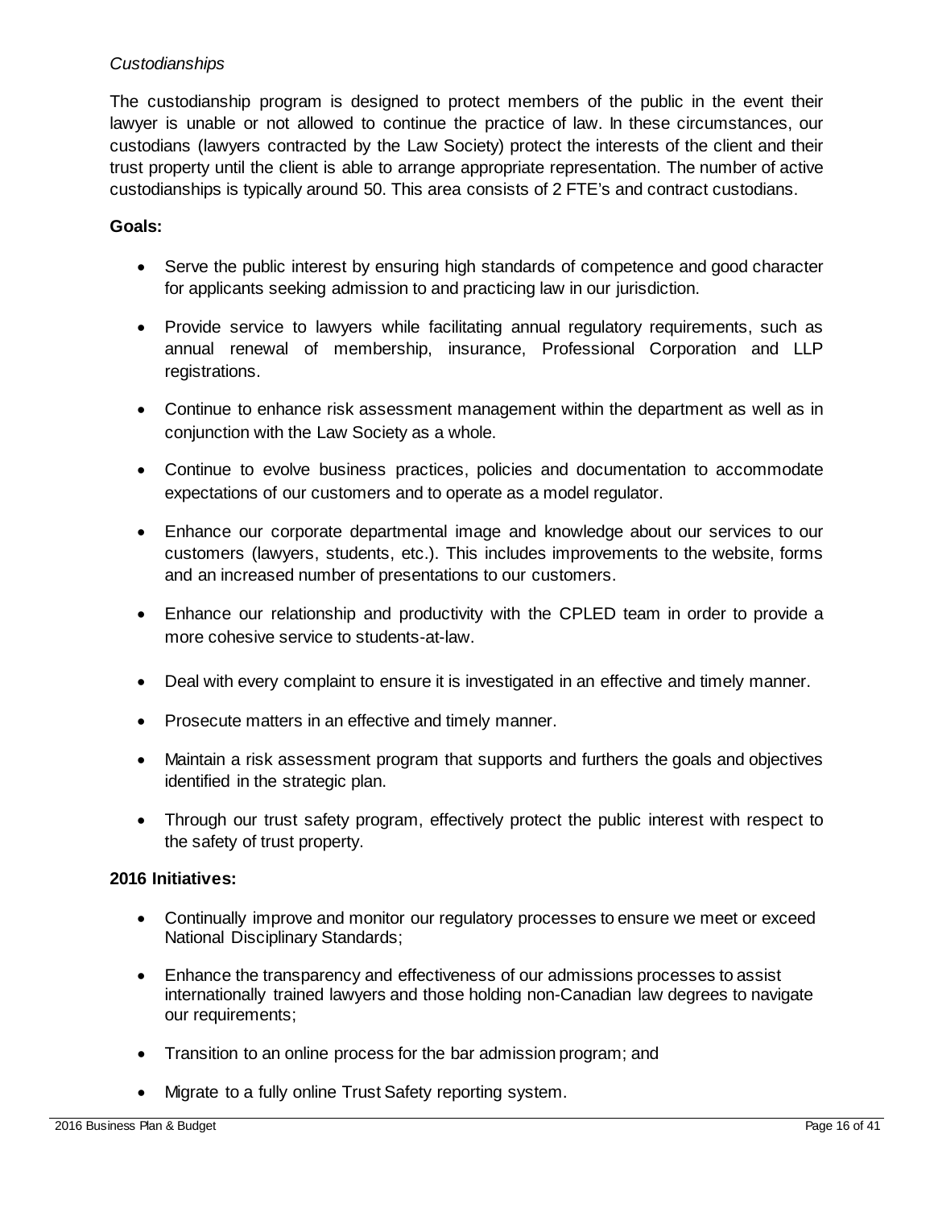*Custodianships*

The custodianship program is designed to protect members of the public in the event their lawyer is unable or not allowed to continue the practice of law. In these circumstances, our custodians (lawyers contracted by the Law Society) protect the interests of the client and their trust property until the client is able to arrange appropriate representation. The number of active custodianships is typically around 50. This area consists of 2 FTE's and contract custodians.

**Goals:**

- Serve the public interest by ensuring high standards of competence and good character for applicants seeking admission to and practicing law in our jurisdiction.
- Provide service to lawyers while facilitating annual regulatory requirements, such as annual renewal of membership, insurance, Professional Corporation and LLP registrations.
- Continue to enhance risk assessment management within the department as well as in conjunction with the Law Society as a whole.
- Continue to evolve business practices, policies and documentation to accommodate expectations of our customers and to operate as a model regulator.
- Enhance our corporate departmental image and knowledge about our services to our customers (lawyers, students, etc.). This includes improvements to the website, forms and an increased number of presentations to our customers.
- Enhance our relationship and productivity with the CPLED team in order to provide a more cohesive service to students-at-law.
- Deal with every complaint to ensure it is investigated in an effective and timely manner.
- Prosecute matters in an effective and timely manner.
- Maintain a risk assessment program that supports and furthers the goals and objectives identified in the strategic plan.
- Through our trust safety program, effectively protect the public interest with respect to the safety of trust property.

**2016 Initiatives:**

- Continually improve and monitor our regulatory processes to ensure we meet or exceed National Disciplinary Standards;
- Enhance the transparency and effectiveness of our admissions processes to assist internationally trained lawyers and those holding non-Canadian law degrees to navigate our requirements;
- Transition to an online process for the bar admission program; and
- Migrate to a fully online Trust Safety reporting system.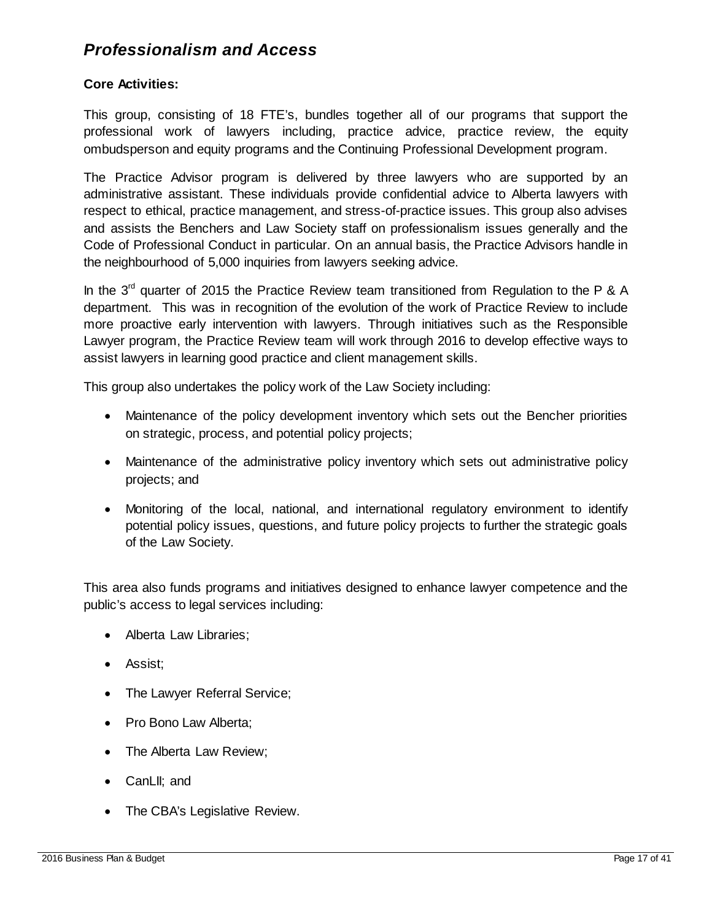## *Professionalism and Access*

**Core Activities:**

This group, consisting of 18 FTE's, bundles together all of our programs that support the professional work of lawyers including, practice advice, practice review, the equity ombudsperson and equity programs and the Continuing Professional Development program.

The Practice Advisor program is delivered by three lawyers who are supported by an administrative assistant. These individuals provide confidential advice to Alberta lawyers with respect to ethical, practice management, and stress-of-practice issues. This group also advises and assists the Benchers and Law Society staff on professionalism issues generally and the Code of Professional Conduct in particular. On an annual basis, the Practice Advisors handle in the neighbourhood of 5,000 inquiries from lawyers seeking advice.

In the 3rd quarter of 2015 the Practice Review team transitioned from Regulation to the P & A department. This was in recognition of the evolution of the work of Practice Review to include more proactive early intervention with lawyers. Through initiatives such as the Responsible Lawyer program, the Practice Review team will work through 2016 to develop effective ways to assist lawyers in learning good practice and client management skills.

This group also undertakes the policy work of the Law Society including:

- Maintenance of the policy development inventory which sets out the Bencher priorities on strategic, process, and potential policy projects;
- Maintenance of the administrative policy inventory which sets out administrative policy projects; and
- Monitoring of the local, national, and international regulatory environment to identify potential policy issues, questions, and future policy projects to further the strategic goals of the Law Society.

This area also funds programs and initiatives designed to enhance lawyer competence and the public's access to legal services including:

- Alberta Law Libraries;
- Assist;
- The Lawyer Referral Service;
- Pro Bono Law Alberta;
- The Alberta Law Review;
- CanLIl; and
- The CBA's Legislative Review.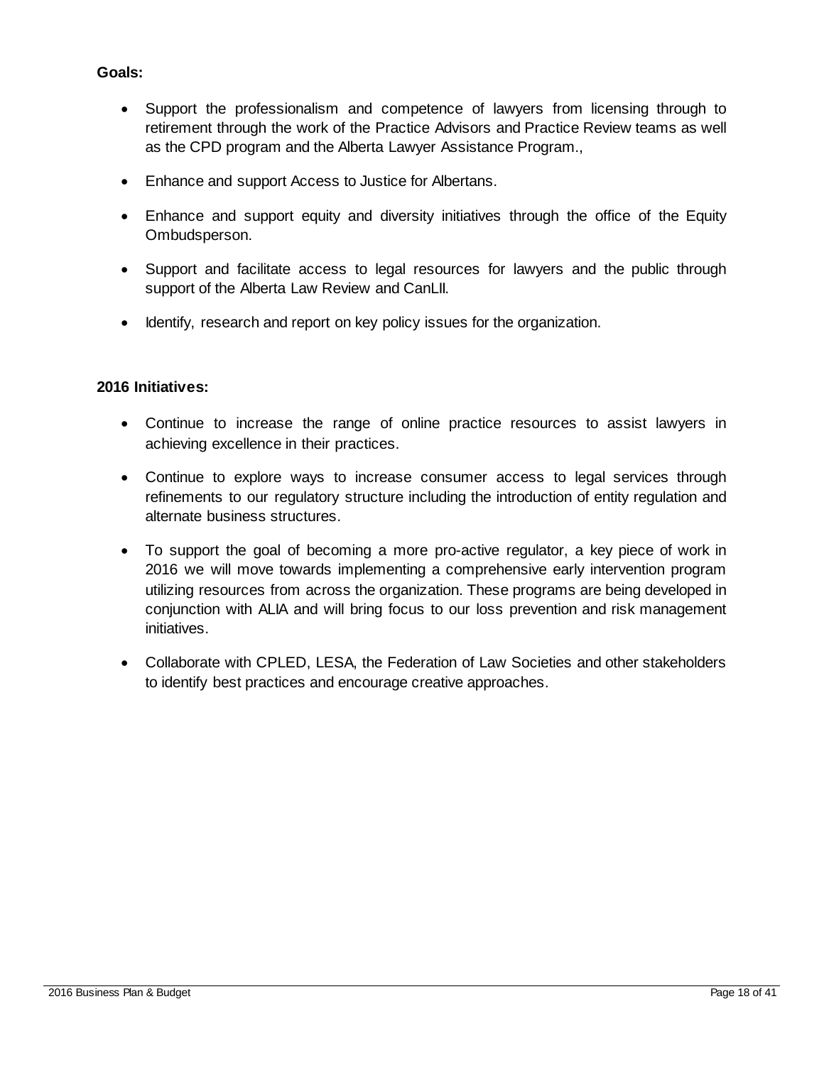**Goals:**

- Support the professionalism and competence of lawyers from licensing through to retirement through the work of the Practice Advisors and Practice Review teams as well as the CPD program and the Alberta Lawyer Assistance Program.,
- Enhance and support Access to Justice for Albertans.
- Enhance and support equity and diversity initiatives through the office of the Equity Ombudsperson.
- Support and facilitate access to legal resources for lawyers and the public through support of the Alberta Law Review and CanLII.
- Identify, research and report on key policy issues for the organization.

**2016 Initiatives:**

- Continue to increase the range of online practice resources to assist lawyers in achieving excellence in their practices.
- Continue to explore ways to increase consumer access to legal services through refinements to our regulatory structure including the introduction of entity regulation and alternate business structures.
- To support the goal of becoming a more pro-active regulator, a key piece of work in 2016 we will move towards implementing a comprehensive early intervention program utilizing resources from across the organization. These programs are being developed in conjunction with ALIA and will bring focus to our loss prevention and risk management initiatives.
- Collaborate with CPLED, LESA, the Federation of Law Societies and other stakeholders to identify best practices and encourage creative approaches.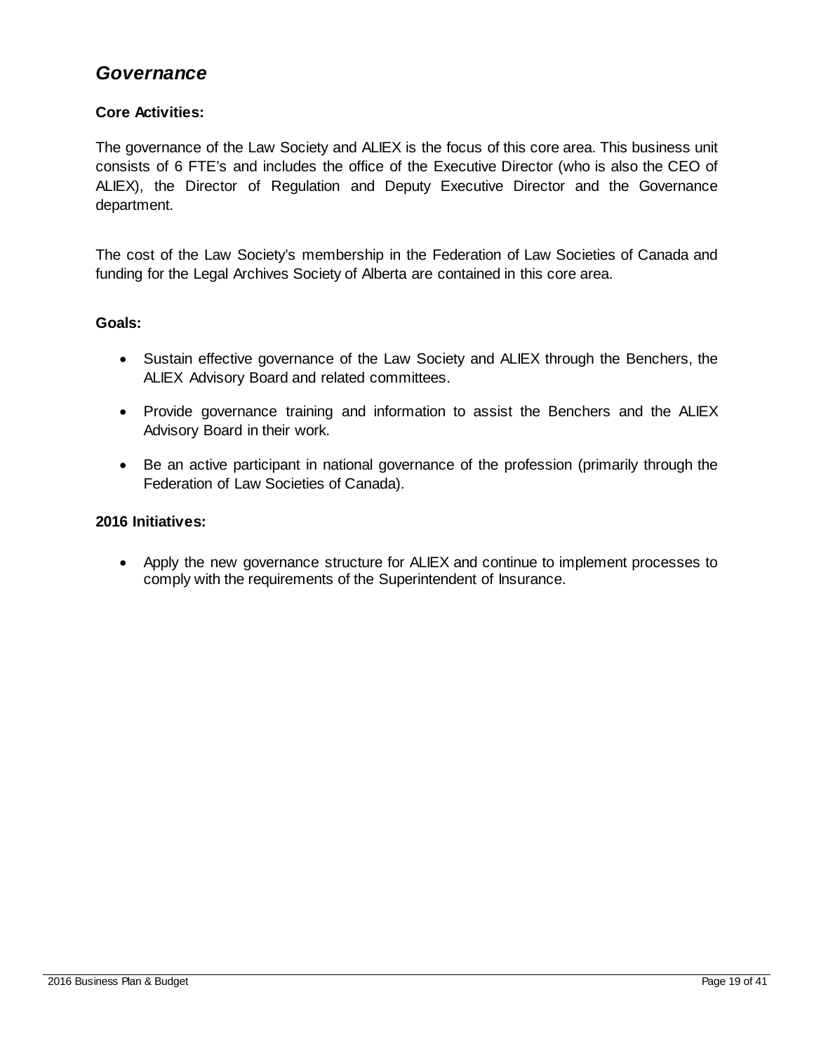## *Governance*

**Core Activities:**

The governance of the Law Society and ALIEX is the focus of this core area. This business unit consists of 6 FTE's and includes the office of the Executive Director (who is also the CEO of ALIEX), the Director of Regulation and Deputy Executive Director and the Governance department.

The cost of the Law Society's membership in the Federation of Law Societies of Canada and funding for the Legal Archives Society of Alberta are contained in this core area.

**Goals:**

- Sustain effective governance of the Law Society and ALIEX through the Benchers, the ALIEX Advisory Board and related committees.
- Provide governance training and information to assist the Benchers and the ALIEX Advisory Board in their work.
- Be an active participant in national governance of the profession (primarily through the Federation of Law Societies of Canada).

**2016 Initiatives:**

- Apply the new governance structure for ALIEX and continue to implement processes to comply with the requirements of the Superintendent of Insurance.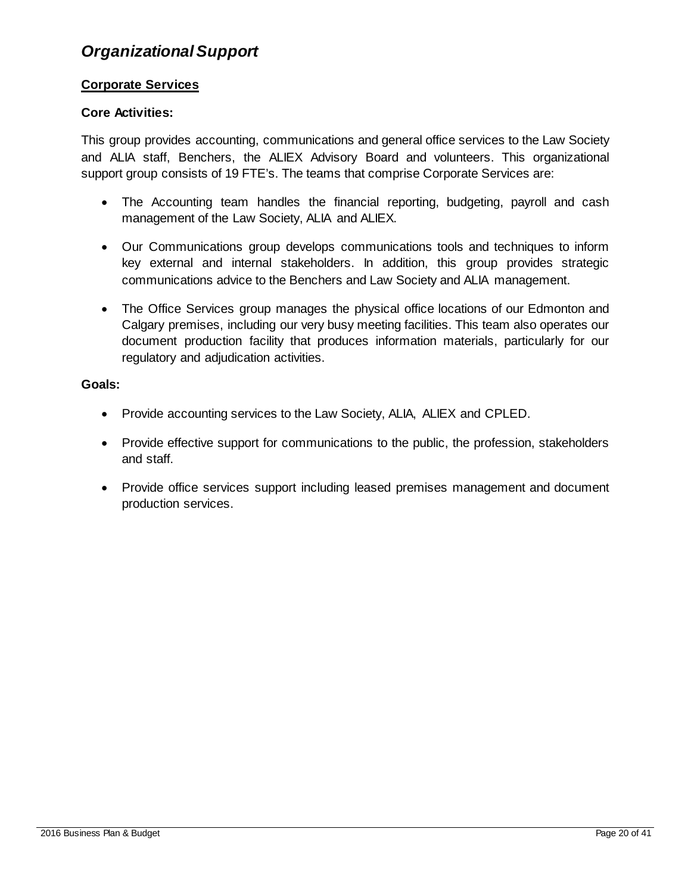# *Organizational Support*

## Corporate Services

### Core Activities:

This group provides accounting, communications and general office services to the Law Society and ALIA staff, Benchers, the ALIEX Advisory Board and volunteers. This organizational support group consists of 19 FTE's. The teams that comprise Corporate Services are:

- The Accounting team handles the financial reporting, budgeting, payroll and cash management of the Law Society, ALIA and ALIEX.
- Our Communications group develops communications tools and techniques to inform key external and internal stakeholders. In addition, this group provides strategic communications advice to the Benchers and Law Society and ALIA management.
- The Office Services group manages the physical office locations of our Edmonton and Calgary premises, including our very busy meeting facilities. This team also operates our document production facility that produces information materials, particularly for our regulatory and adjudication activities.

### Goals:

- Provide accounting services to the Law Society, ALIA, ALIEX and CPLED.
- Provide effective support for communications to the public, the profession, stakeholders and staff.
- Provide office services support including leased premises management and document production services.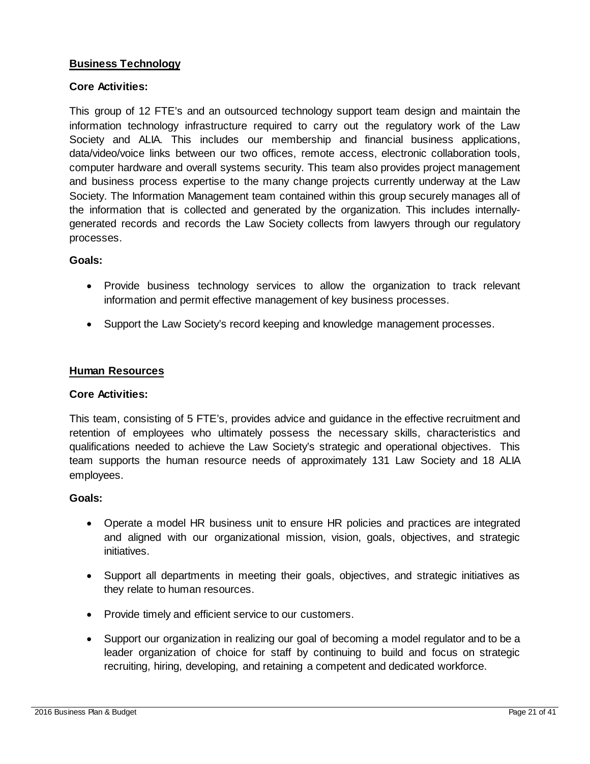## Business Technology

**Core Activities:**

This group of 12 FTE's and an outsourced technology support team design and maintain the information technology infrastructure required to carry out the regulatory work of the Law Society and ALIA. This includes our membership and financial business applications, data/video/voice links between our two offices, remote access, electronic collaboration tools, computer hardware and overall systems security. This team also provides project management and business process expertise to the many change projects currently underway at the Law Society. The Information Management team contained within this group securely manages all of the information that is collected and generated by the organization. This includes internally-generated records and records the Law Society collects from lawyers through our regulatory processes.

**Goals:**

- Provide business technology services to allow the organization to track relevant information and permit effective management of key business processes.
- Support the Law Society's record keeping and knowledge management processes.

## Human Resources

**Core Activities:**

This team, consisting of 5 FTE's, provides advice and guidance in the effective recruitment and retention of employees who ultimately possess the necessary skills, characteristics and qualifications needed to achieve the Law Society's strategic and operational objectives. This team supports the human resource needs of approximately 131 Law Society and 18 ALIA employees.

**Goals:**

- Operate a model HR business unit to ensure HR policies and practices are integrated and aligned with our organizational mission, vision, goals, objectives, and strategic initiatives.
- Support all departments in meeting their goals, objectives, and strategic initiatives as they relate to human resources.
- Provide timely and efficient service to our customers.
- Support our organization in realizing our goal of becoming a model regulator and to be a leader organization of choice for staff by continuing to build and focus on strategic recruiting, hiring, developing, and retaining a competent and dedicated workforce.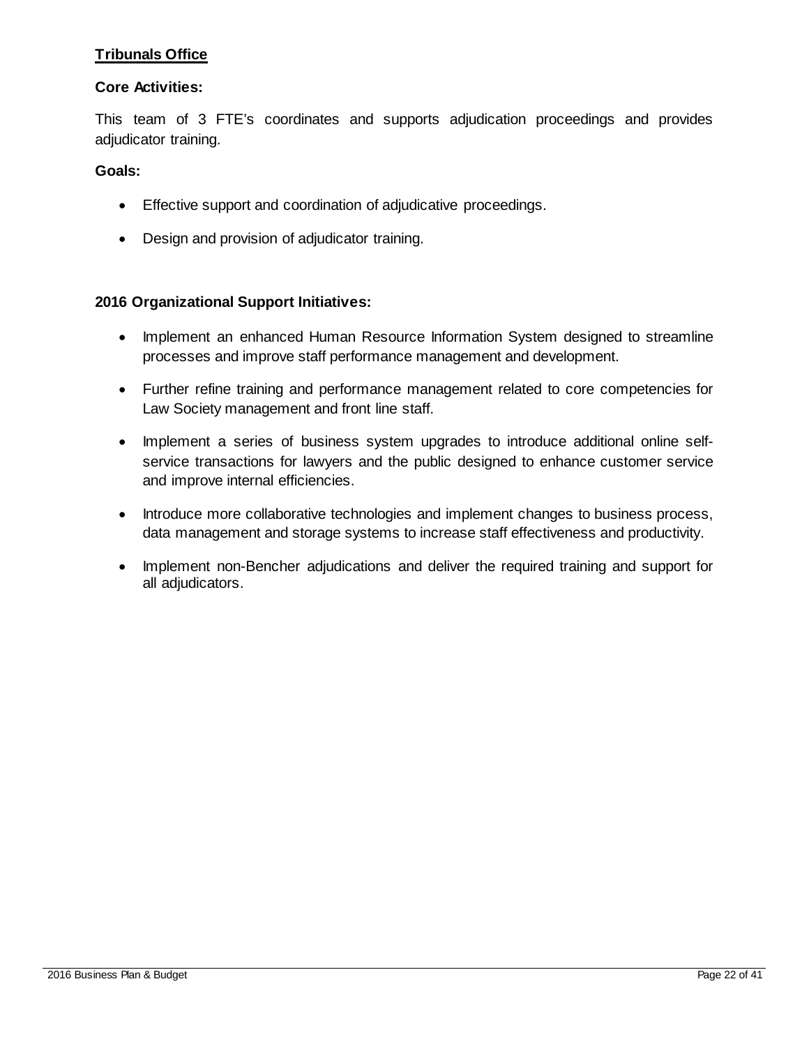## Tribunals Office

**Core Activities:**

This team of 3 FTE's coordinates and supports adjudication proceedings and provides adjudicator training.

**Goals:**

- Effective support and coordination of adjudicative proceedings.
- Design and provision of adjudicator training.

**2016 Organizational Support Initiatives:**

- Implement an enhanced Human Resource Information System designed to streamline processes and improve staff performance management and development.
- Further refine training and performance management related to core competencies for Law Society management and front line staff.
- Implement a series of business system upgrades to introduce additional online self-service transactions for lawyers and the public designed to enhance customer service and improve internal efficiencies.
- Introduce more collaborative technologies and implement changes to business process, data management and storage systems to increase staff effectiveness and productivity.
- Implement non-Bencher adjudications and deliver the required training and support for all adjudicators.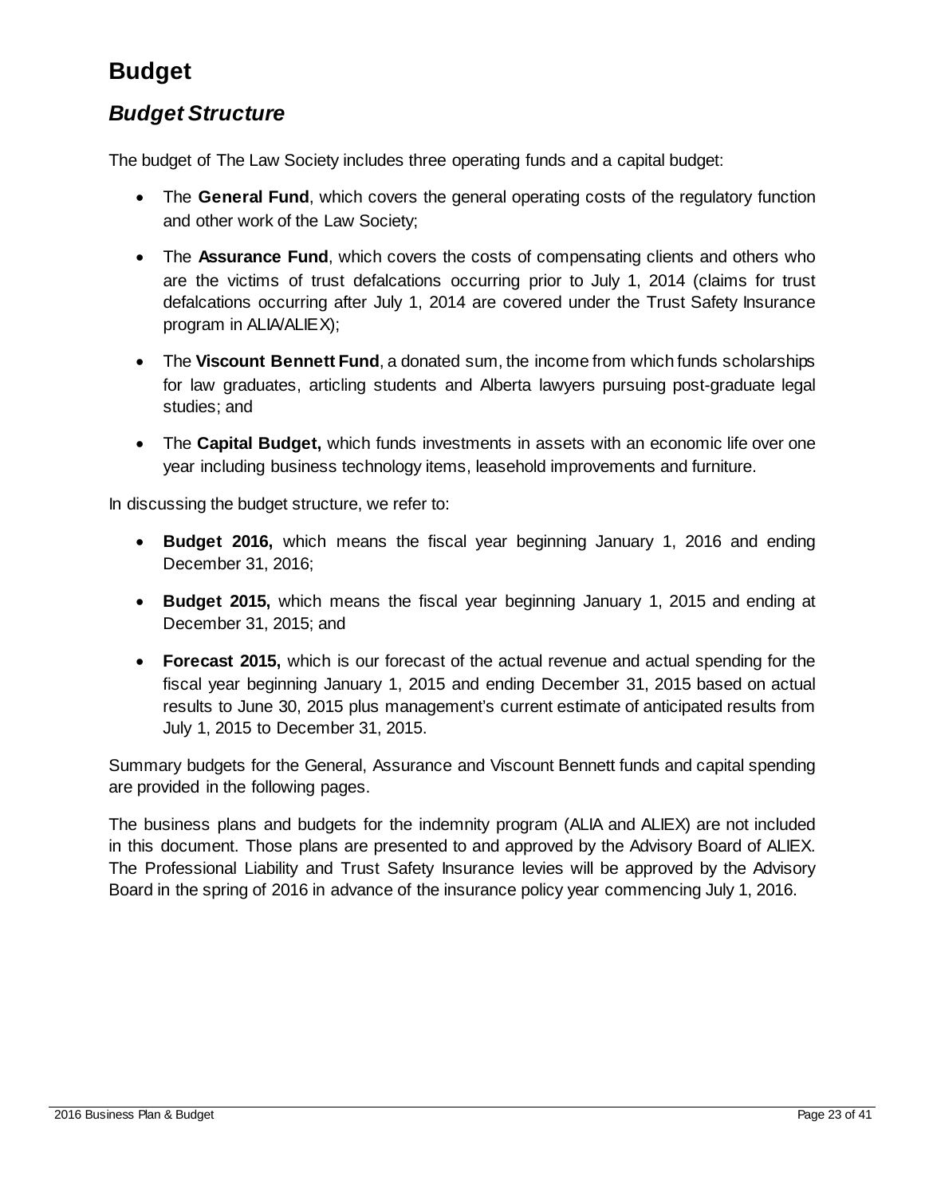# Budget

## *Budget Structure*

The budget of The Law Society includes three operating funds and a capital budget:

- The **General Fund**, which covers the general operating costs of the regulatory function and other work of the Law Society;
- The **Assurance Fund**, which covers the costs of compensating clients and others who are the victims of trust defalcations occurring prior to July 1, 2014 (claims for trust defalcations occurring after July 1, 2014 are covered under the Trust Safety Insurance program in ALIA/ALIEX);
- The **Viscount Bennett Fund**, a donated sum, the income from which funds scholarships for law graduates, articling students and Alberta lawyers pursuing post-graduate legal studies; and
- The **Capital Budget,** which funds investments in assets with an economic life over one year including business technology items, leasehold improvements and furniture.

In discussing the budget structure, we refer to:

- **Budget 2016,** which means the fiscal year beginning January 1, 2016 and ending December 31, 2016;
- **Budget 2015,** which means the fiscal year beginning January 1, 2015 and ending at December 31, 2015; and
- **Forecast 2015,** which is our forecast of the actual revenue and actual spending for the fiscal year beginning January 1, 2015 and ending December 31, 2015 based on actual results to June 30, 2015 plus management's current estimate of anticipated results from July 1, 2015 to December 31, 2015.

Summary budgets for the General, Assurance and Viscount Bennett funds and capital spending are provided in the following pages.

The business plans and budgets for the indemnity program (ALIA and ALIEX) are not included in this document. Those plans are presented to and approved by the Advisory Board of ALIEX. The Professional Liability and Trust Safety Insurance levies will be approved by the Advisory Board in the spring of 2016 in advance of the insurance policy year commencing July 1, 2016.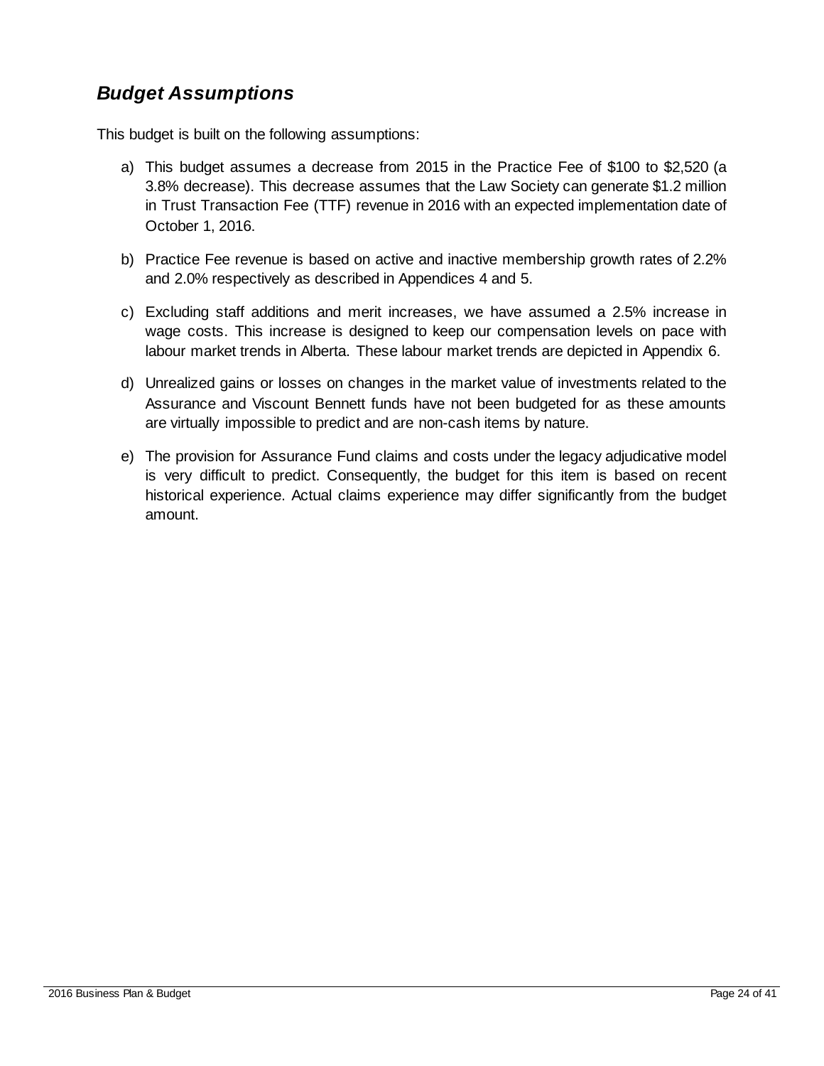## *Budget Assumptions*

This budget is built on the following assumptions:

a) This budget assumes a decrease from 2015 in the Practice Fee of $100 to $2,520 (a 3.8% decrease). This decrease assumes that the Law Society can generate $1.2 million in Trust Transaction Fee (TTF) revenue in 2016 with an expected implementation date of October 1, 2016.

b) Practice Fee revenue is based on active and inactive membership growth rates of 2.2% and 2.0% respectively as described in Appendices 4 and 5.

c) Excluding staff additions and merit increases, we have assumed a 2.5% increase in wage costs. This increase is designed to keep our compensation levels on pace with labour market trends in Alberta. These labour market trends are depicted in Appendix 6.

d) Unrealized gains or losses on changes in the market value of investments related to the Assurance and Viscount Bennett funds have not been budgeted for as these amounts are virtually impossible to predict and are non-cash items by nature.

e) The provision for Assurance Fund claims and costs under the legacy adjudicative model is very difficult to predict. Consequently, the budget for this item is based on recent historical experience. Actual claims experience may differ significantly from the budget amount.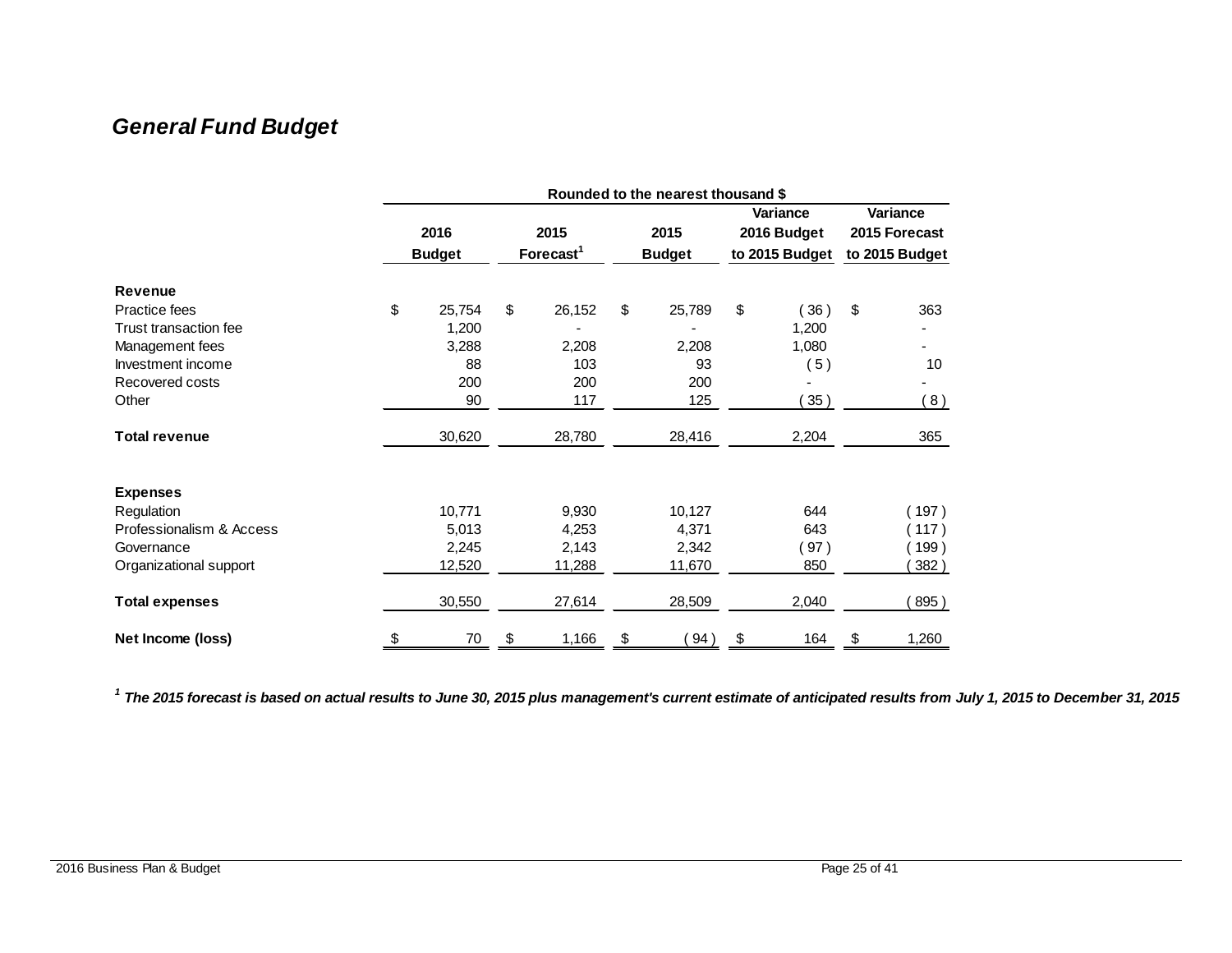## *General Fund Budget*

| | Rounded to the nearest thousand $ | | | | |
|---|---|---|---|---|---|
| | 2016 Budget | 2015 Forecast[1] | 2015 Budget | Variance 2016 Budget to 2015 Budget | Variance 2015 Forecast to 2015 Budget |
| **Revenue** | | | | | |
| Practice fees | $ 25,754 | $ 26,152 | $ 25,789 | $ ( 36 ) | $ 363 |
| Trust transaction fee | 1,200 | - | - | 1,200 | - |
| Management fees | 3,288 | 2,208 | 2,208 | 1,080 | - |
| Investment income | 88 | 103 | 93 | ( 5 ) | 10 |
| Recovered costs | 200 | 200 | 200 | - | - |
| Other | 90 | 117 | 125 | ( 35 ) | ( 8 ) |
| **Total revenue** | 30,620 | 28,780 | 28,416 | 2,204 | 365 |
| **Expenses** | | | | | |
| Regulation | 10,771 | 9,930 | 10,127 | 644 | ( 197 ) |
| Professionalism & Access | 5,013 | 4,253 | 4,371 | 643 | ( 117 ) |
| Governance | 2,245 | 2,143 | 2,342 | ( 97 ) | ( 199 ) |
| Organizational support | 12,520 | 11,288 | 11,670 | 850 | ( 382 ) |
| **Total expenses** | 30,550 | 27,614 | 28,509 | 2,040 | ( 895 ) |
| **Net Income (loss)** | $ 70 | $ 1,166 | $ ( 94 ) | $ 164 | $ 1,260 |

***[1] The 2015 forecast is based on actual results to June 30, 2015 plus management's current estimate of anticipated results from July 1, 2015 to December 31, 2015***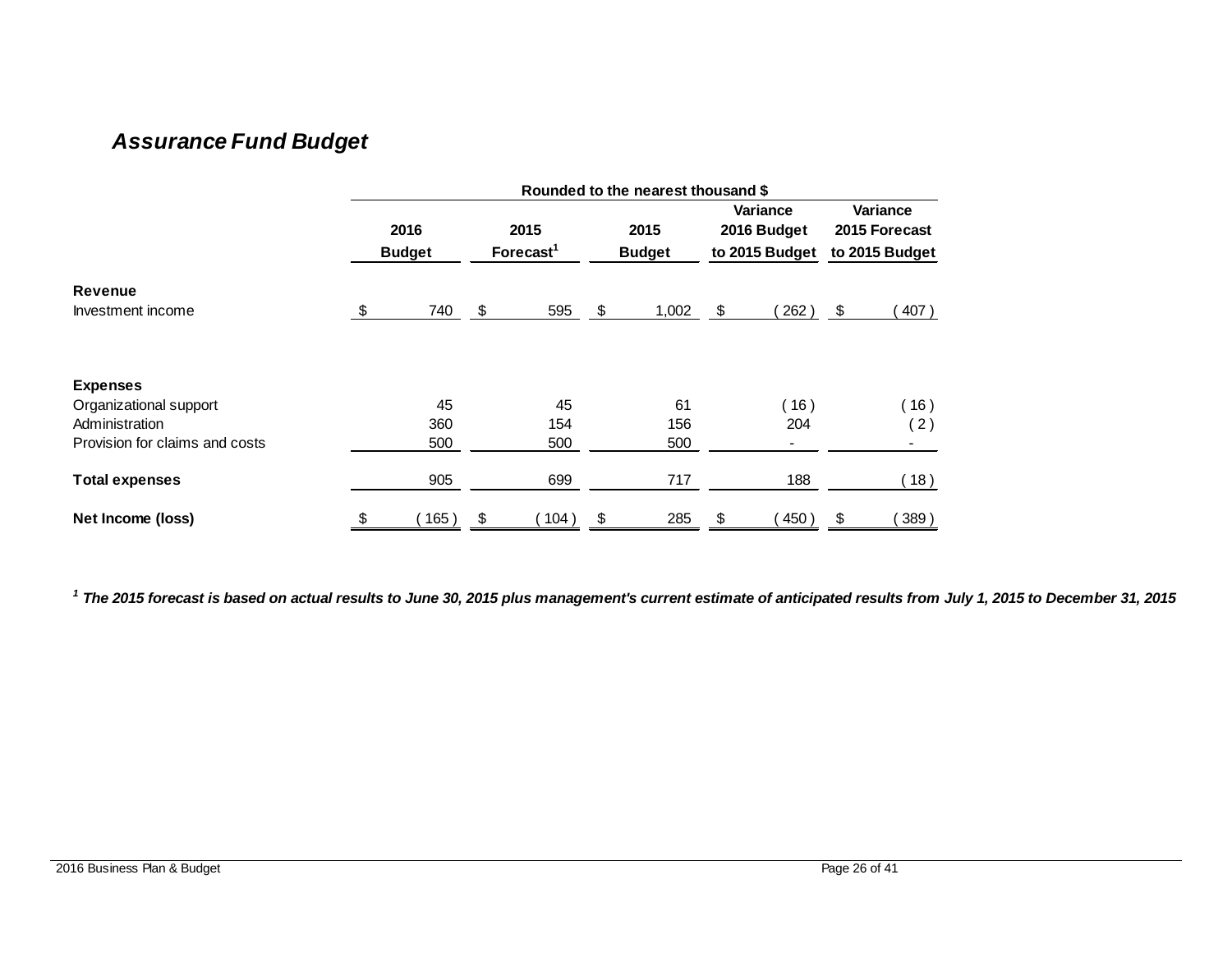## *Assurance Fund Budget*

| | Rounded to the nearest thousand $ | | | | |
|---|---|---|---|---|---|
| | 2016 Budget | 2015 Forecast[1] | 2015 Budget | Variance 2016 Budget to 2015 Budget | Variance 2015 Forecast to 2015 Budget |
| **Revenue** | | | | | |
| Investment income | $ 740 | $ 595 | $ 1,002 | $ ( 262 ) | $ ( 407 ) |
| **Expenses** | | | | | |
| Organizational support | 45 | 45 | 61 | ( 16 ) | ( 16 ) |
| Administration | 360 | 154 | 156 | 204 | ( 2 ) |
| Provision for claims and costs | 500 | 500 | 500 | - | - |
| **Total expenses** | 905 | 699 | 717 | 188 | ( 18 ) |
| **Net Income (loss)** | $ ( 165 ) | $ ( 104 ) | $ 285 | $ ( 450 ) | $ ( 389 ) |

***[1] The 2015 forecast is based on actual results to June 30, 2015 plus management's current estimate of anticipated results from July 1, 2015 to December 31, 2015***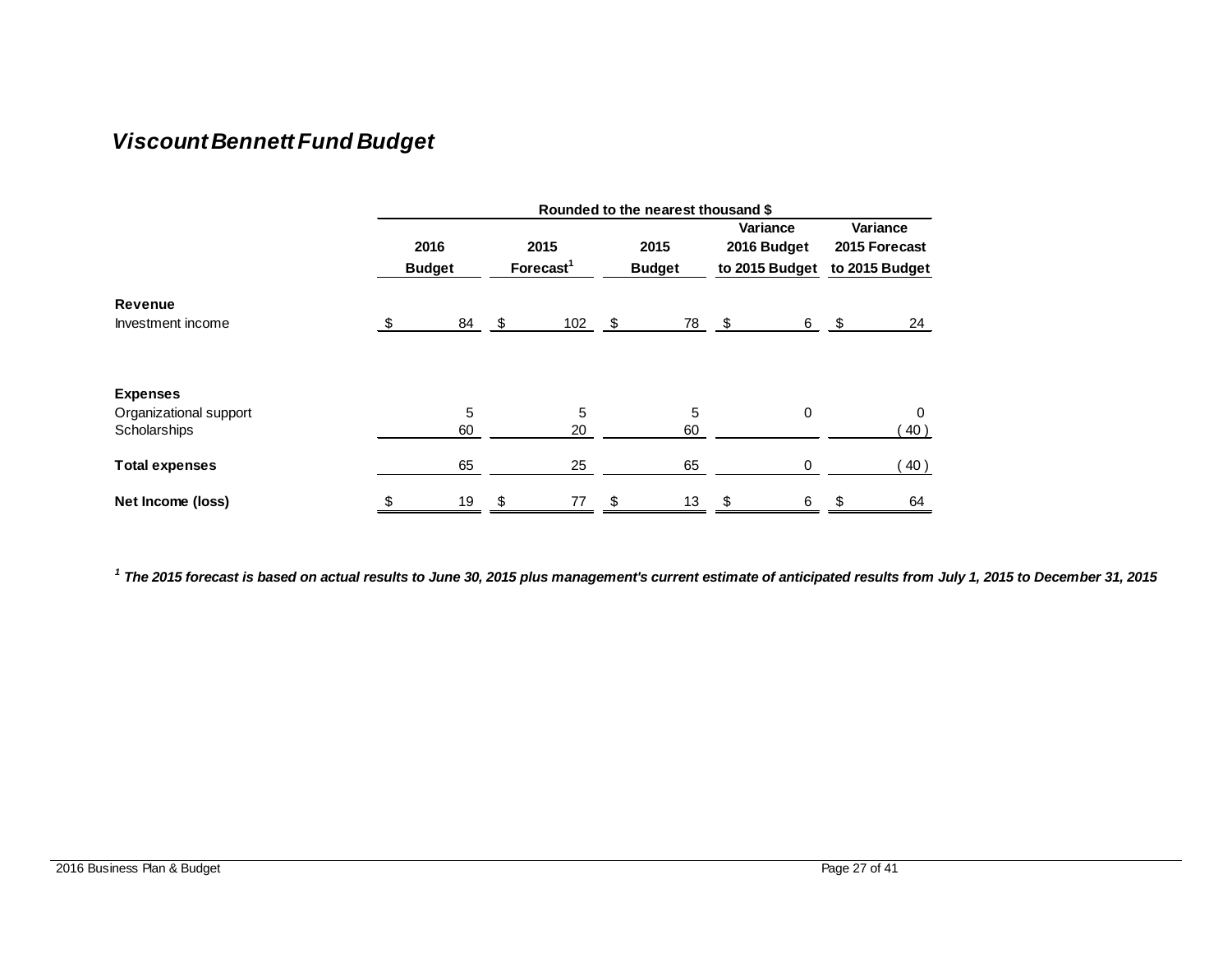## *Viscount Bennett Fund Budget*

| | Rounded to the nearest thousand $ | | | | |
|---|---|---|---|---|---|
| | 2016 Budget | 2015 Forecast[1] | 2015 Budget | Variance 2016 Budget to 2015 Budget | Variance 2015 Forecast to 2015 Budget |
| **Revenue** | | | | | |
| Investment income | $ 84 | $ 102 | $ 78 | $ 6 | $ 24 |
| **Expenses** | | | | | |
| Organizational support | 5 | 5 | 5 | 0 | 0 |
| Scholarships | 60 | 20 | 60 | | ( 40 ) |
| **Total expenses** | 65 | 25 | 65 | 0 | ( 40 ) |
| **Net Income (loss)** | $ 19 | $ 77 | $ 13 | $ 6 | $ 64 |

***[1] The 2015 forecast is based on actual results to June 30, 2015 plus management's current estimate of anticipated results from July 1, 2015 to December 31, 2015***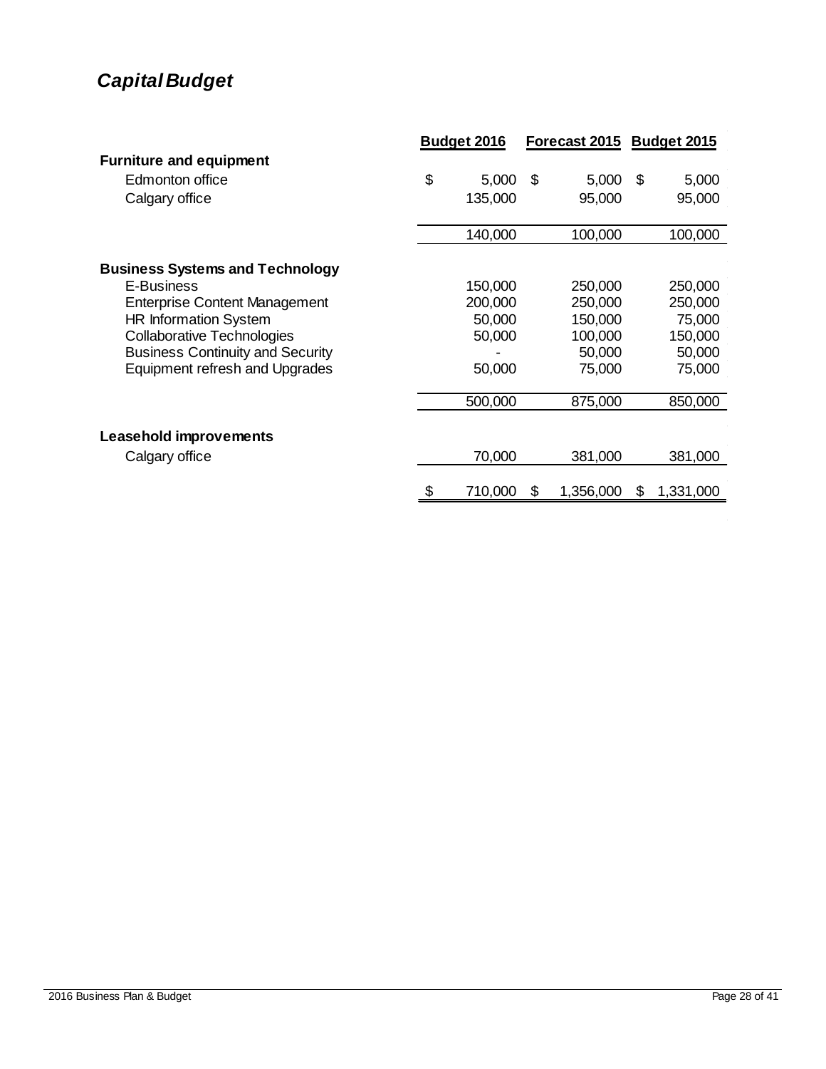## *Capital Budget*

| | Budget 2016 | Forecast 2015 | Budget 2015 |
|---|---|---|---|
| **Furniture and equipment** | | | |
| Edmonton office | $ 5,000 | $ 5,000 | $ 5,000 |
| Calgary office | 135,000 | 95,000 | 95,000 |
| | 140,000 | 100,000 | 100,000 |
| **Business Systems and Technology** | | | |
| E-Business | 150,000 | 250,000 | 250,000 |
| Enterprise Content Management | 200,000 | 250,000 | 250,000 |
| HR Information System | 50,000 | 150,000 | 75,000 |
| Collaborative Technologies | 50,000 | 100,000 | 150,000 |
| Business Continuity and Security | - | 50,000 | 50,000 |
| Equipment refresh and Upgrades | 50,000 | 75,000 | 75,000 |
| | 500,000 | 875,000 | 850,000 |
| **Leasehold improvements** | | | |
| Calgary office | 70,000 | 381,000 | 381,000 |
| | $ 710,000 | $ 1,356,000 | $ 1,331,000 |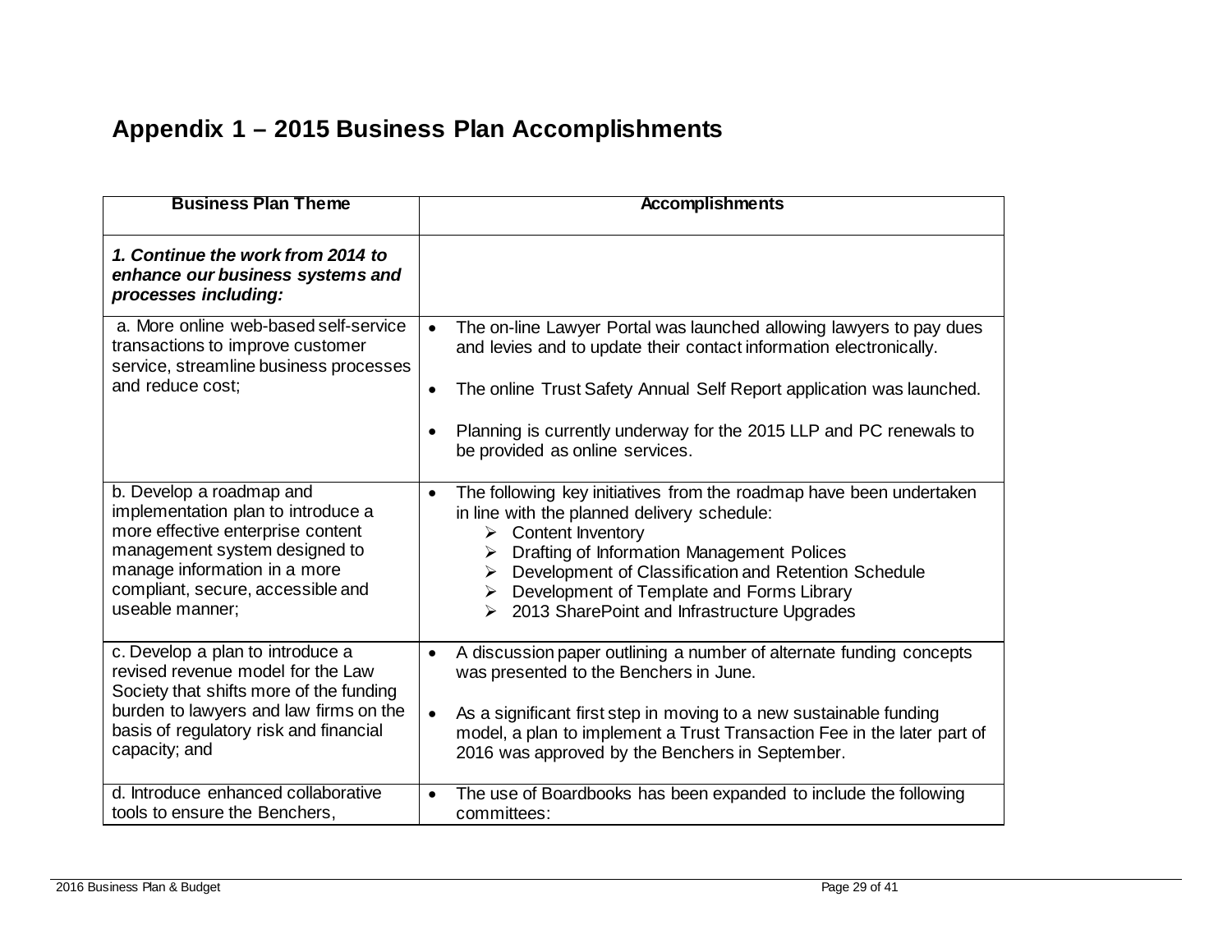# Appendix 1 – 2015 Business Plan Accomplishments

| Business Plan Theme | Accomplishments |
| --- | --- |
| ***1. Continue the work from 2014 to enhance our business systems and processes including:*** | |
| a. More online web-based self-service transactions to improve customer service, streamline business processes and reduce cost; | • The on-line Lawyer Portal was launched allowing lawyers to pay dues and levies and to update their contact information electronically.<br><br>• The online Trust Safety Annual Self Report application was launched.<br><br>• Planning is currently underway for the 2015 LLP and PC renewals to be provided as online services. |
| b. Develop a roadmap and implementation plan to introduce a more effective enterprise content management system designed to manage information in a more compliant, secure, accessible and useable manner; | • The following key initiatives from the roadmap have been undertaken in line with the planned delivery schedule:<br>➢ Content Inventory<br>➢ Drafting of Information Management Polices<br>➢ Development of Classification and Retention Schedule<br>➢ Development of Template and Forms Library<br>➢ 2013 SharePoint and Infrastructure Upgrades |
| c. Develop a plan to introduce a revised revenue model for the Law Society that shifts more of the funding burden to lawyers and law firms on the basis of regulatory risk and financial capacity; and | • A discussion paper outlining a number of alternate funding concepts was presented to the Benchers in June.<br><br>• As a significant first step in moving to a new sustainable funding model, a plan to implement a Trust Transaction Fee in the later part of 2016 was approved by the Benchers in September. |
| d. Introduce enhanced collaborative tools to ensure the Benchers, | • The use of Boardbooks has been expanded to include the following committees: |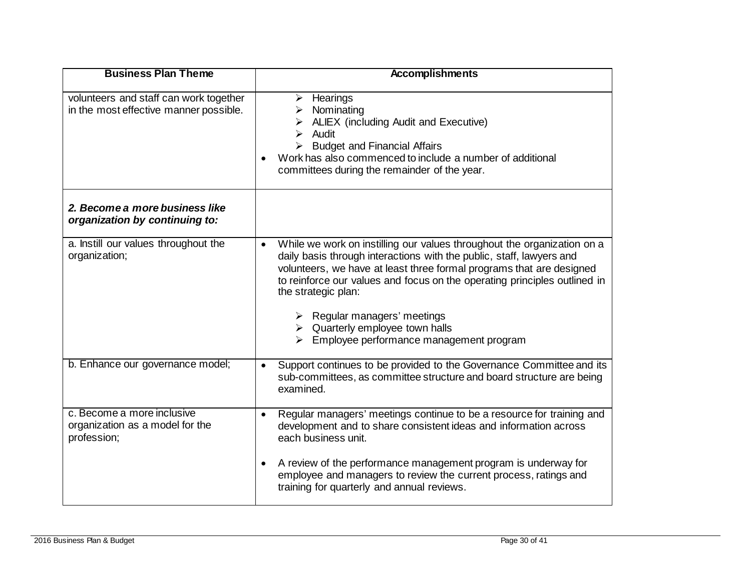| Business Plan Theme | Accomplishments |
| --- | --- |
| volunteers and staff can work together in the most effective manner possible. | ➢ Hearings<br>➢ Nominating<br>➢ ALIEX (including Audit and Executive)<br>➢ Audit<br>➢ Budget and Financial Affairs<br>• Work has also commenced to include a number of additional committees during the remainder of the year. |
| ***2. Become a more business like organization by continuing to:*** | |
| a. Instill our values throughout the organization; | • While we work on instilling our values throughout the organization on a daily basis through interactions with the public, staff, lawyers and volunteers, we have at least three formal programs that are designed to reinforce our values and focus on the operating principles outlined in the strategic plan:<br><br>➢ Regular managers' meetings<br>➢ Quarterly employee town halls<br>➢ Employee performance management program |
| b. Enhance our governance model; | • Support continues to be provided to the Governance Committee and its sub-committees, as committee structure and board structure are being examined. |
| c. Become a more inclusive organization as a model for the profession; | • Regular managers' meetings continue to be a resource for training and development and to share consistent ideas and information across each business unit.<br><br>• A review of the performance management program is underway for employee and managers to review the current process, ratings and training for quarterly and annual reviews. |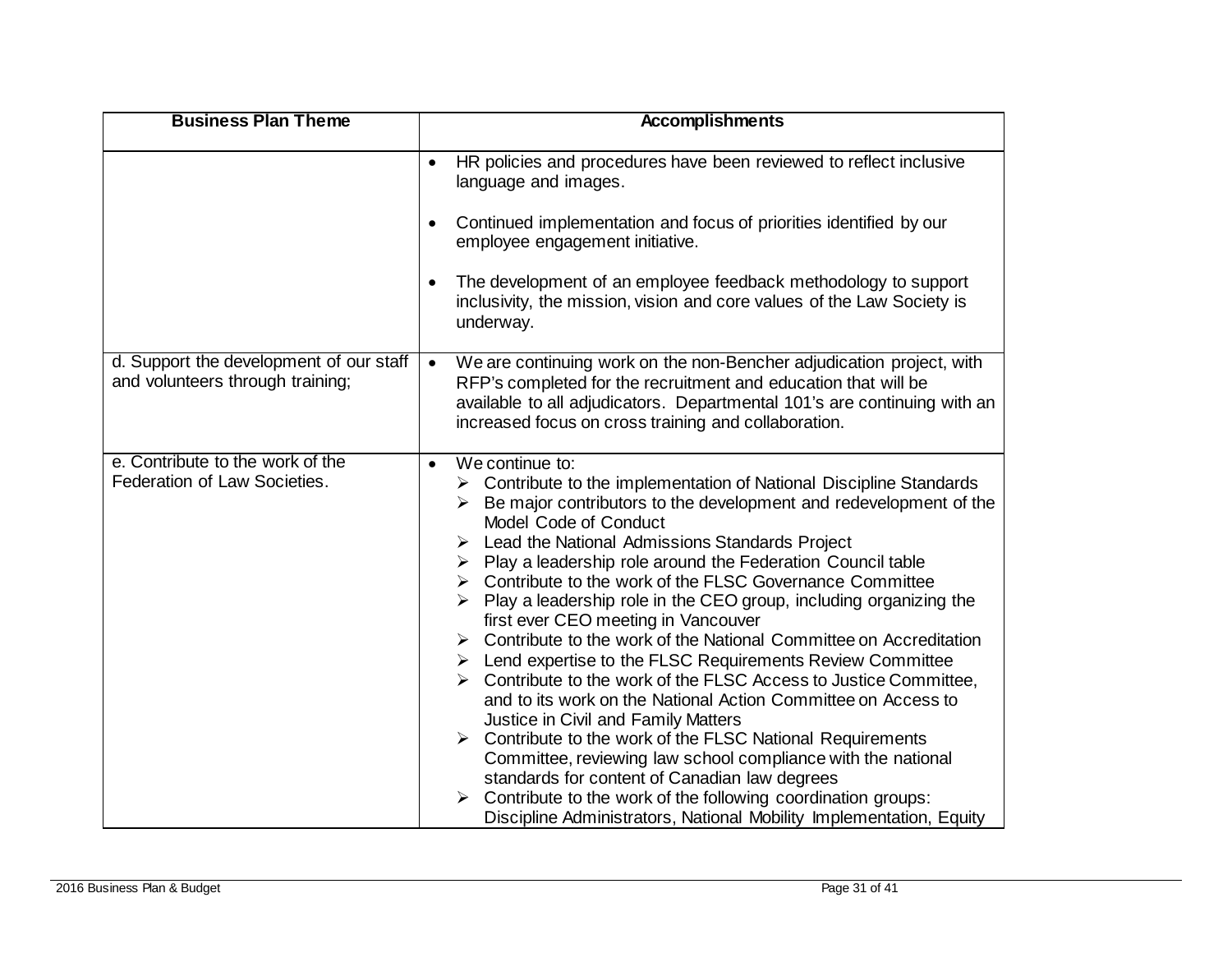| Business Plan Theme | Accomplishments |
|---|---|
| | • HR policies and procedures have been reviewed to reflect inclusive language and images.<br><br>• Continued implementation and focus of priorities identified by our employee engagement initiative.<br><br>• The development of an employee feedback methodology to support inclusivity, the mission, vision and core values of the Law Society is underway. |
| d. Support the development of our staff and volunteers through training; | • We are continuing work on the non-Bencher adjudication project, with RFP's completed for the recruitment and education that will be available to all adjudicators. Departmental 101's are continuing with an increased focus on cross training and collaboration. |
| e. Contribute to the work of the Federation of Law Societies. | • We continue to:<br>➢ Contribute to the implementation of National Discipline Standards<br>➢ Be major contributors to the development and redevelopment of the Model Code of Conduct<br>➢ Lead the National Admissions Standards Project<br>➢ Play a leadership role around the Federation Council table<br>➢ Contribute to the work of the FLSC Governance Committee<br>➢ Play a leadership role in the CEO group, including organizing the first ever CEO meeting in Vancouver<br>➢ Contribute to the work of the National Committee on Accreditation<br>➢ Lend expertise to the FLSC Requirements Review Committee<br>➢ Contribute to the work of the FLSC Access to Justice Committee, and to its work on the National Action Committee on Access to Justice in Civil and Family Matters<br>➢ Contribute to the work of the FLSC National Requirements Committee, reviewing law school compliance with the national standards for content of Canadian law degrees<br>➢ Contribute to the work of the following coordination groups: Discipline Administrators, National Mobility Implementation, Equity |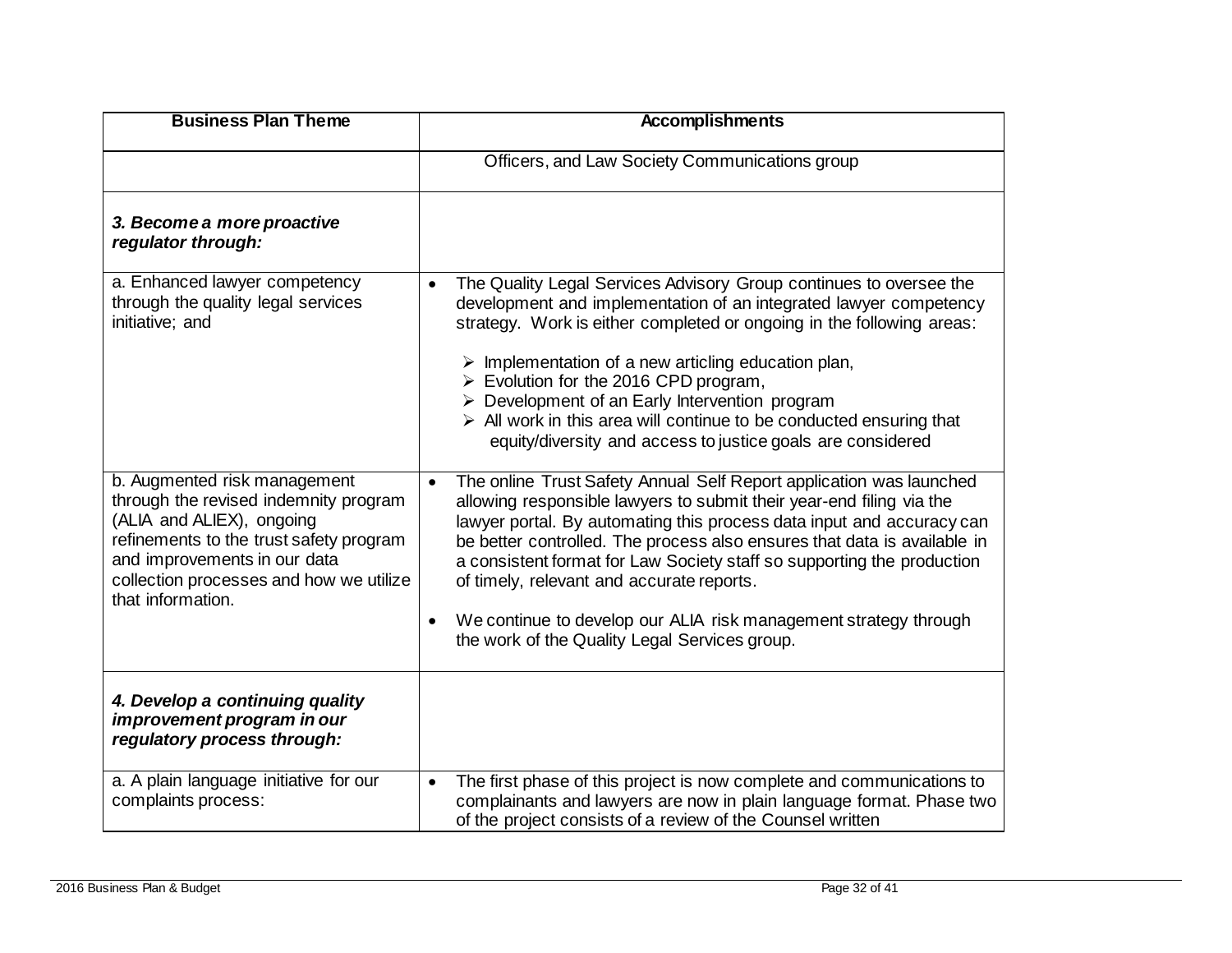| Business Plan Theme | Accomplishments |
|---|---|
| | Officers, and Law Society Communications group |
| ***3. Become a more proactive regulator through:*** | |
| a. Enhanced lawyer competency through the quality legal services initiative; and | • The Quality Legal Services Advisory Group continues to oversee the development and implementation of an integrated lawyer competency strategy. Work is either completed or ongoing in the following areas:<br>➢ Implementation of a new articling education plan,<br>➢ Evolution for the 2016 CPD program,<br>➢ Development of an Early Intervention program<br>➢ All work in this area will continue to be conducted ensuring that equity/diversity and access to justice goals are considered |
| b. Augmented risk management through the revised indemnity program (ALIA and ALIEX), ongoing refinements to the trust safety program and improvements in our data collection processes and how we utilize that information. | • The online Trust Safety Annual Self Report application was launched allowing responsible lawyers to submit their year-end filing via the lawyer portal. By automating this process data input and accuracy can be better controlled. The process also ensures that data is available in a consistent format for Law Society staff so supporting the production of timely, relevant and accurate reports.<br>• We continue to develop our ALIA risk management strategy through the work of the Quality Legal Services group. |
| ***4. Develop a continuing quality improvement program in our regulatory process through:*** | |
| a. A plain language initiative for our complaints process: | • The first phase of this project is now complete and communications to complainants and lawyers are now in plain language format. Phase two of the project consists of a review of the Counsel written |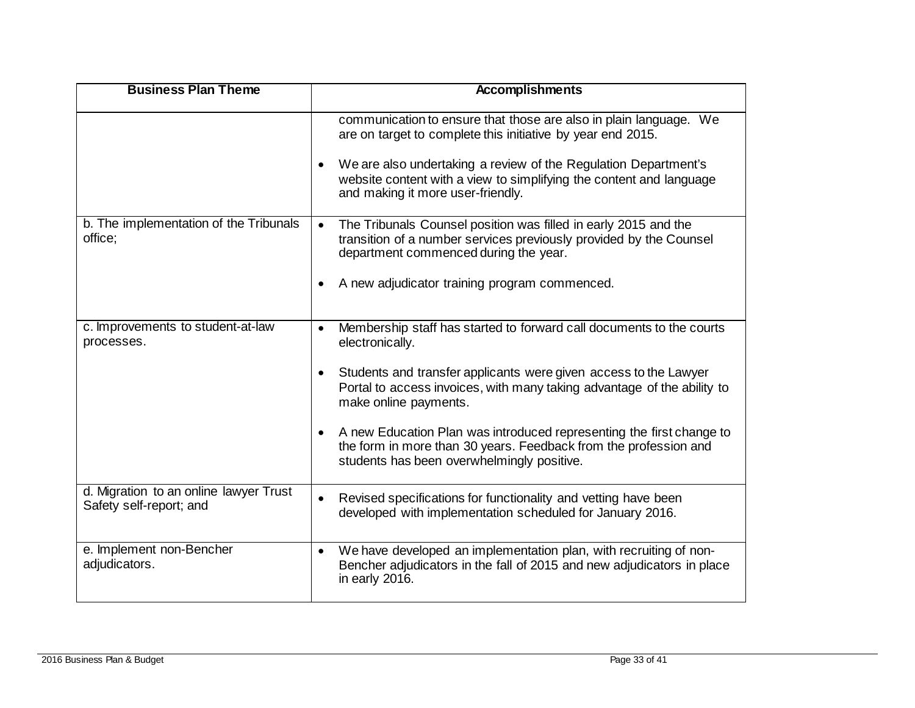| Business Plan Theme | Accomplishments |
| --- | --- |
| | communication to ensure that those are also in plain language. We are on target to complete this initiative by year end 2015.<br><br>• We are also undertaking a review of the Regulation Department's website content with a view to simplifying the content and language and making it more user-friendly. |
| b. The implementation of the Tribunals office; | • The Tribunals Counsel position was filled in early 2015 and the transition of a number services previously provided by the Counsel department commenced during the year.<br><br>• A new adjudicator training program commenced. |
| c. Improvements to student-at-law processes. | • Membership staff has started to forward call documents to the courts electronically.<br><br>• Students and transfer applicants were given access to the Lawyer Portal to access invoices, with many taking advantage of the ability to make online payments.<br><br>• A new Education Plan was introduced representing the first change to the form in more than 30 years. Feedback from the profession and students has been overwhelmingly positive. |
| d. Migration to an online lawyer Trust Safety self-report; and | • Revised specifications for functionality and vetting have been developed with implementation scheduled for January 2016. |
| e. Implement non-Bencher adjudicators. | • We have developed an implementation plan, with recruiting of non-Bencher adjudicators in the fall of 2015 and new adjudicators in place in early 2016. |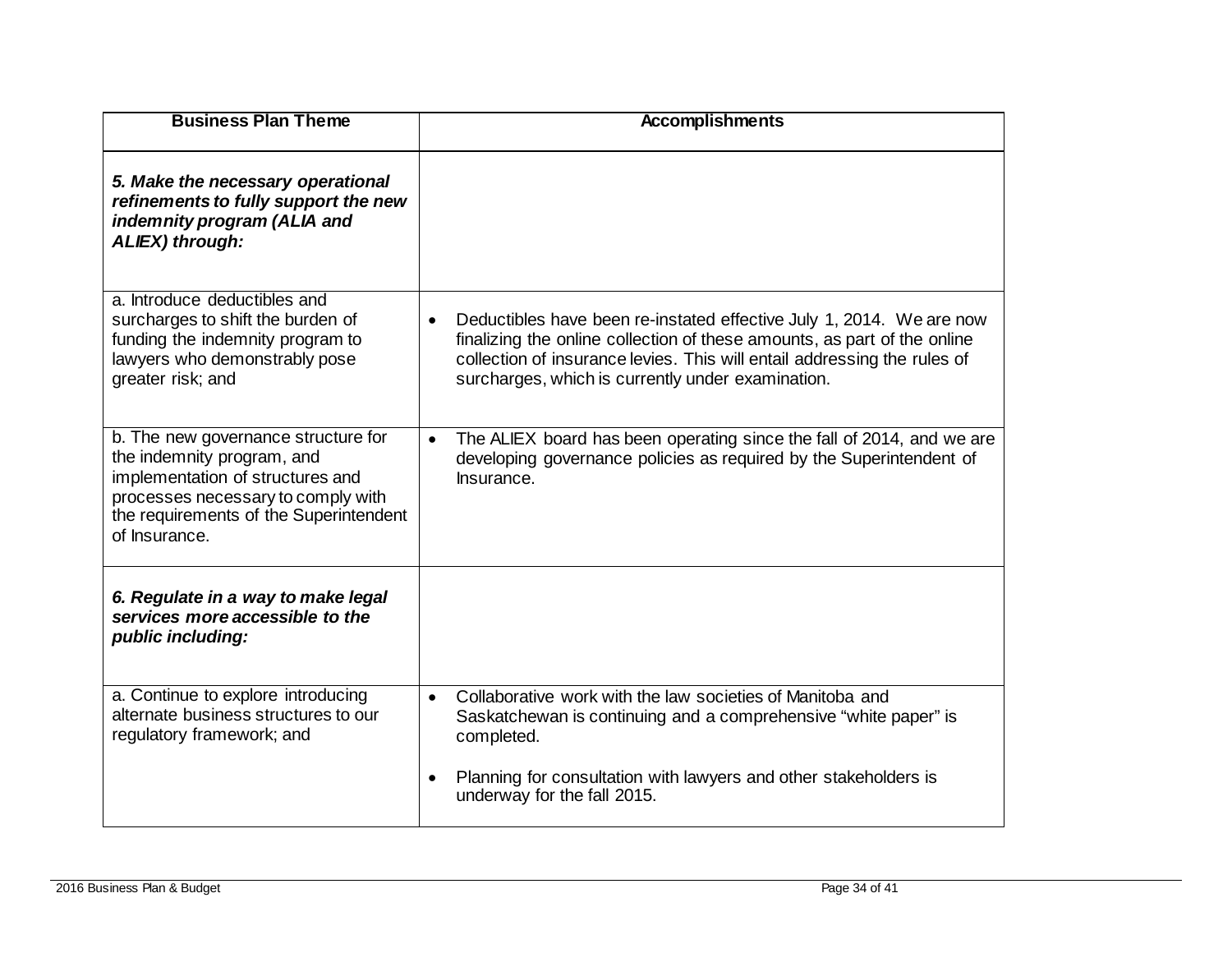| Business Plan Theme | Accomplishments |
| --- | --- |
| ***5. Make the necessary operational refinements to fully support the new indemnity program (ALIA and ALIEX) through:*** | |
| a. Introduce deductibles and surcharges to shift the burden of funding the indemnity program to lawyers who demonstrably pose greater risk; and | • Deductibles have been re-instated effective July 1, 2014. We are now finalizing the online collection of these amounts, as part of the online collection of insurance levies. This will entail addressing the rules of surcharges, which is currently under examination. |
| b. The new governance structure for the indemnity program, and implementation of structures and processes necessary to comply with the requirements of the Superintendent of Insurance. | • The ALIEX board has been operating since the fall of 2014, and we are developing governance policies as required by the Superintendent of Insurance. |
| ***6. Regulate in a way to make legal services more accessible to the public including:*** | |
| a. Continue to explore introducing alternate business structures to our regulatory framework; and | • Collaborative work with the law societies of Manitoba and Saskatchewan is continuing and a comprehensive “white paper” is completed.<br><br>• Planning for consultation with lawyers and other stakeholders is underway for the fall 2015. |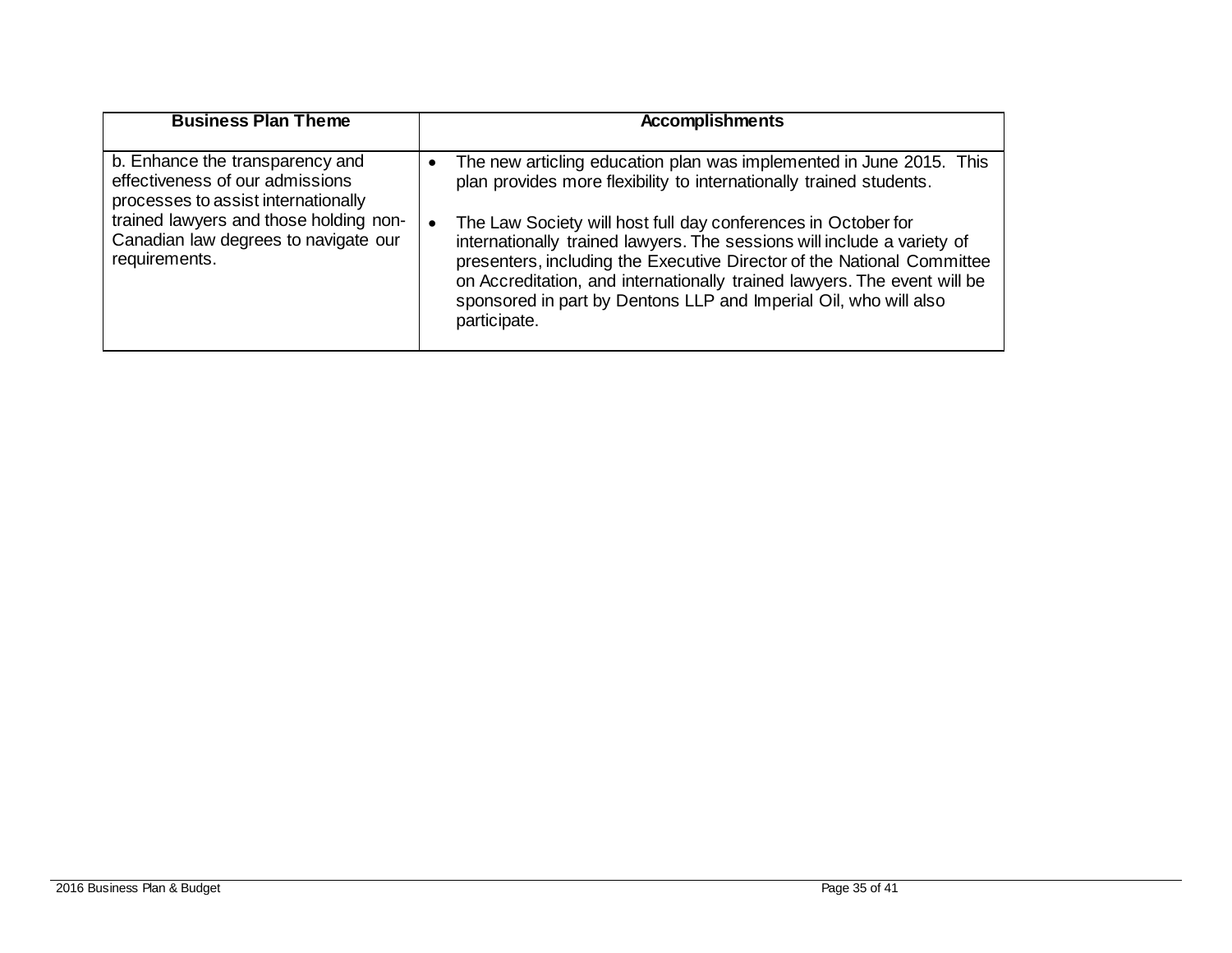| Business Plan Theme | Accomplishments |
|---|---|
| b. Enhance the transparency and effectiveness of our admissions processes to assist internationally trained lawyers and those holding non-Canadian law degrees to navigate our requirements. | • The new articling education plan was implemented in June 2015. This plan provides more flexibility to internationally trained students.<br><br>• The Law Society will host full day conferences in October for internationally trained lawyers. The sessions will include a variety of presenters, including the Executive Director of the National Committee on Accreditation, and internationally trained lawyers. The event will be sponsored in part by Dentons LLP and Imperial Oil, who will also participate. |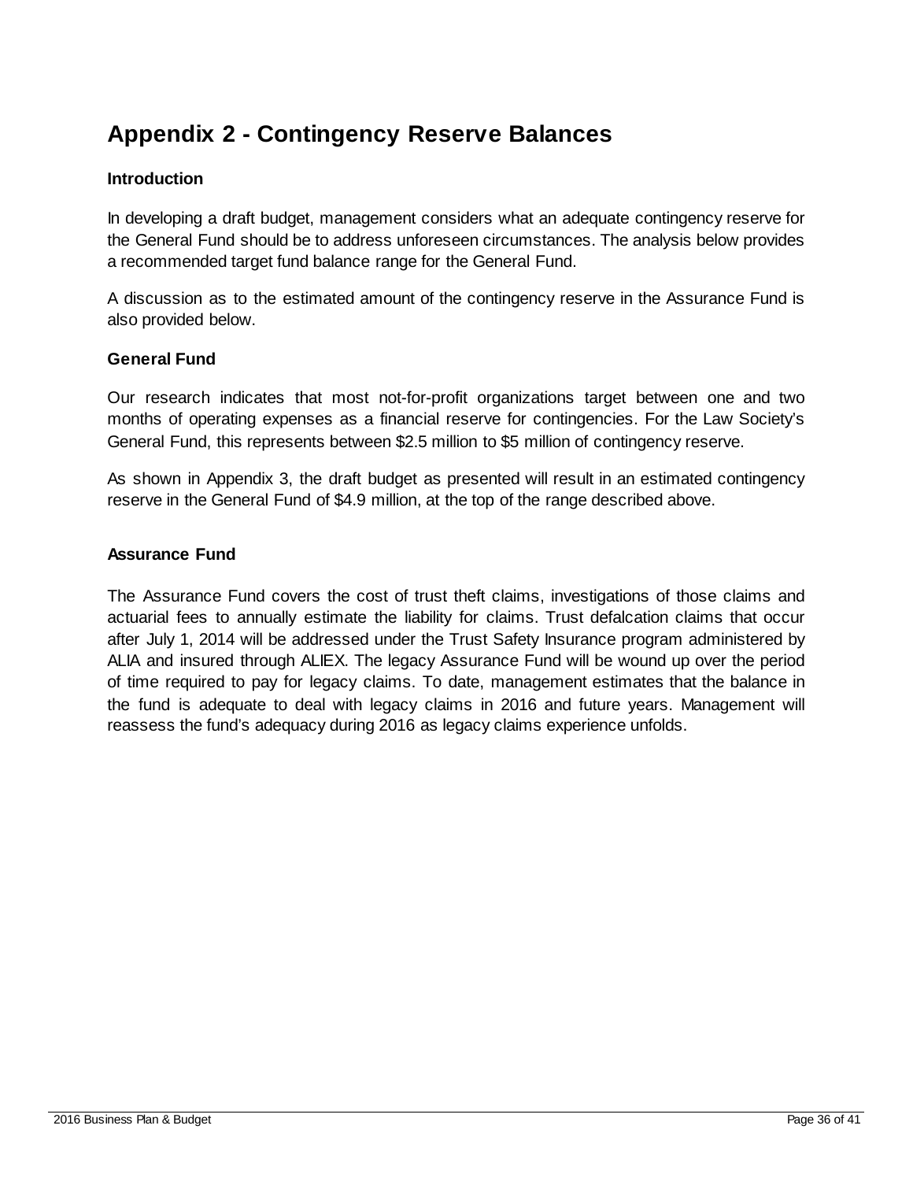# Appendix 2 - Contingency Reserve Balances

### Introduction

In developing a draft budget, management considers what an adequate contingency reserve for the General Fund should be to address unforeseen circumstances. The analysis below provides a recommended target fund balance range for the General Fund.

A discussion as to the estimated amount of the contingency reserve in the Assurance Fund is also provided below.

### General Fund

Our research indicates that most not-for-profit organizations target between one and two months of operating expenses as a financial reserve for contingencies. For the Law Society's General Fund, this represents between $2.5 million to $5 million of contingency reserve.

As shown in Appendix 3, the draft budget as presented will result in an estimated contingency reserve in the General Fund of $4.9 million, at the top of the range described above.

### Assurance Fund

The Assurance Fund covers the cost of trust theft claims, investigations of those claims and actuarial fees to annually estimate the liability for claims. Trust defalcation claims that occur after July 1, 2014 will be addressed under the Trust Safety Insurance program administered by ALIA and insured through ALIEX. The legacy Assurance Fund will be wound up over the period of time required to pay for legacy claims. To date, management estimates that the balance in the fund is adequate to deal with legacy claims in 2016 and future years. Management will reassess the fund's adequacy during 2016 as legacy claims experience unfolds.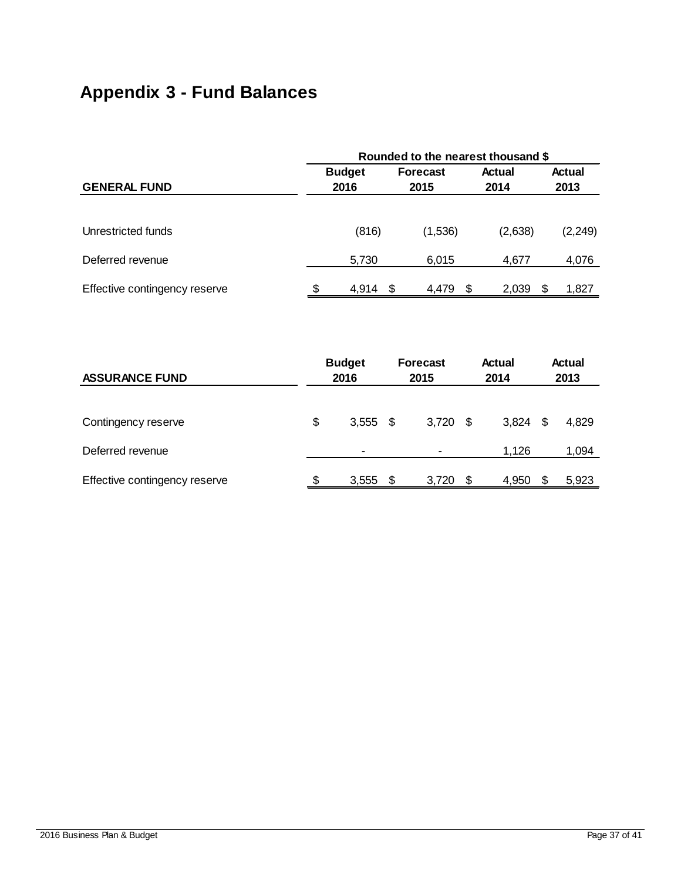# Appendix 3 - Fund Balances

| | Rounded to the nearest thousand $ | | | |
|---|---|---|---|---|
| **GENERAL FUND** | **Budget 2016** | **Forecast 2015** | **Actual 2014** | **Actual 2013** |
| Unrestricted funds | (816) | (1,536) | (2,638) | (2,249) |
| Deferred revenue | 5,730 | 6,015 | 4,677 | 4,076 |
| Effective contingency reserve | $ 4,914 | $ 4,479 | $ 2,039 | $ 1,827 |

| **ASSURANCE FUND** | **Budget 2016** | **Forecast 2015** | **Actual 2014** | **Actual 2013** |
|---|---|---|---|---|
| Contingency reserve | $ 3,555 | $ 3,720 | $ 3,824 | $ 4,829 |
| Deferred revenue | - | - | 1,126 | 1,094 |
| Effective contingency reserve | $ 3,555 | $ 3,720 | $ 4,950 | $ 5,923 |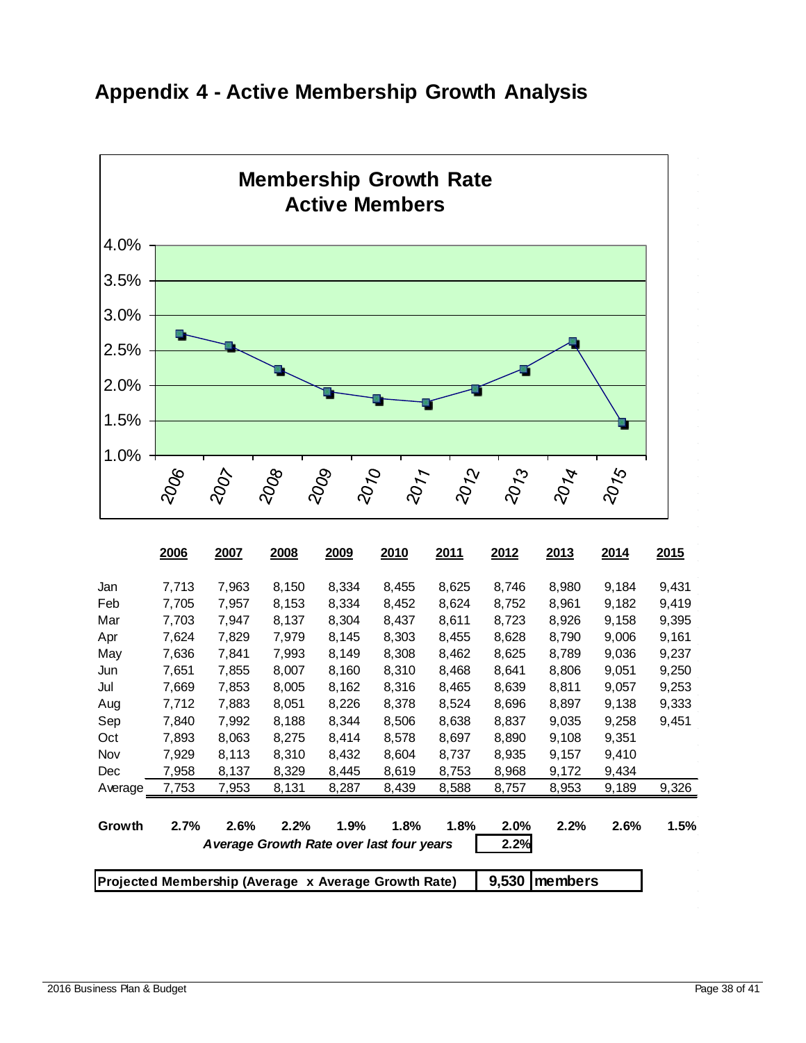# Appendix 4 - Active Membership Growth Analysis

**Membership Growth Rate**
**Active Members**

| | 2006 | 2007 | 2008 | 2009 | 2010 | 2011 | 2012 | 2013 | 2014 | 2015 |
|---|---|---|---|---|---|---|---|---|---|---|
| Jan | 7,713 | 7,963 | 8,150 | 8,334 | 8,455 | 8,625 | 8,746 | 8,980 | 9,184 | 9,431 |
| Feb | 7,705 | 7,957 | 8,153 | 8,334 | 8,452 | 8,624 | 8,752 | 8,961 | 9,182 | 9,419 |
| Mar | 7,703 | 7,947 | 8,137 | 8,304 | 8,437 | 8,611 | 8,723 | 8,926 | 9,158 | 9,395 |
| Apr | 7,624 | 7,829 | 7,979 | 8,145 | 8,303 | 8,455 | 8,628 | 8,790 | 9,006 | 9,161 |
| May | 7,636 | 7,841 | 7,993 | 8,149 | 8,308 | 8,462 | 8,625 | 8,789 | 9,036 | 9,237 |
| Jun | 7,651 | 7,855 | 8,007 | 8,160 | 8,310 | 8,468 | 8,641 | 8,806 | 9,051 | 9,250 |
| Jul | 7,669 | 7,853 | 8,005 | 8,162 | 8,316 | 8,465 | 8,639 | 8,811 | 9,057 | 9,253 |
| Aug | 7,712 | 7,883 | 8,051 | 8,226 | 8,378 | 8,524 | 8,696 | 8,897 | 9,138 | 9,333 |
| Sep | 7,840 | 7,992 | 8,188 | 8,344 | 8,506 | 8,638 | 8,837 | 9,035 | 9,258 | 9,451 |
| Oct | 7,893 | 8,063 | 8,275 | 8,414 | 8,578 | 8,697 | 8,890 | 9,108 | 9,351 | |
| Nov | 7,929 | 8,113 | 8,310 | 8,432 | 8,604 | 8,737 | 8,935 | 9,157 | 9,410 | |
| Dec | 7,958 | 8,137 | 8,329 | 8,445 | 8,619 | 8,753 | 8,968 | 9,172 | 9,434 | |
| Average | 7,753 | 7,953 | 8,131 | 8,287 | 8,439 | 8,588 | 8,757 | 8,953 | 9,189 | 9,326 |
| **Growth** | **2.7%** | **2.6%** | **2.2%** | **1.9%** | **1.8%** | **1.8%** | **2.0%** | **2.2%** | **2.6%** | **1.5%** |

***Average Growth Rate over last four years*** **2.2%**

**Projected Membership (Average x Average Growth Rate) 9,530 members**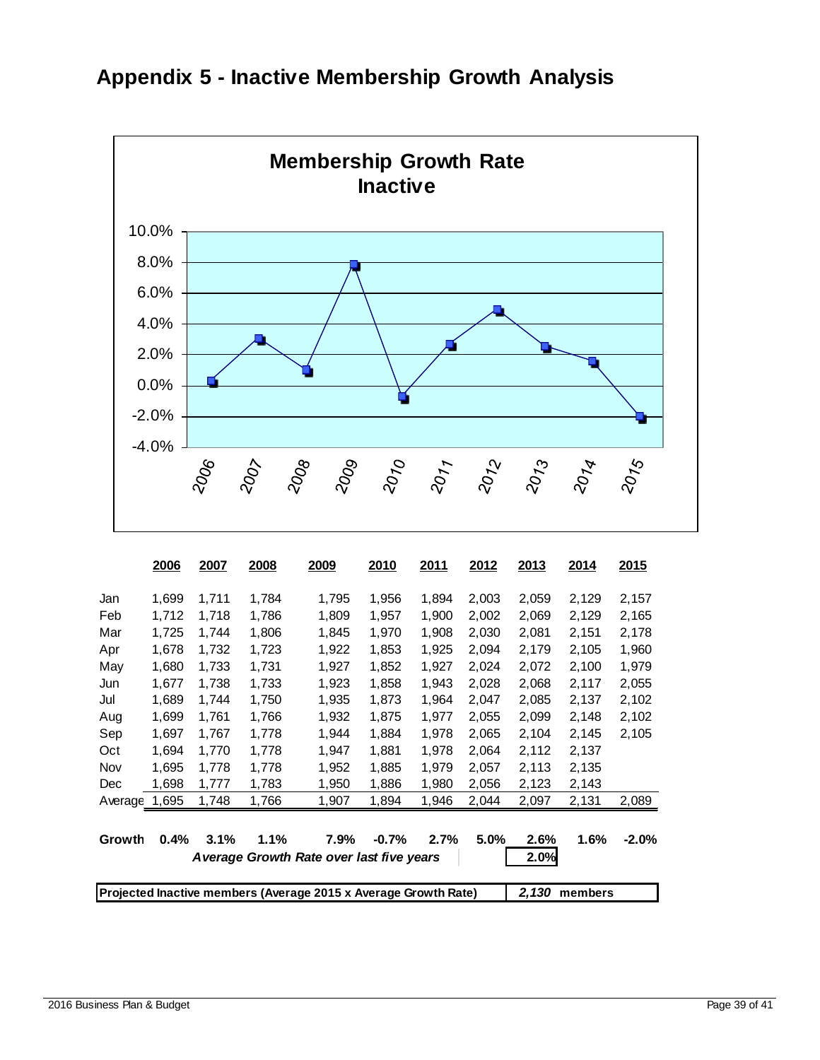# Appendix 5 - Inactive Membership Growth Analysis

**Membership Growth Rate**
**Inactive**

| | 2006 | 2007 | 2008 | 2009 | 2010 | 2011 | 2012 | 2013 | 2014 | 2015 |
|---|---|---|---|---|---|---|---|---|---|---|
| Jan | 1,699 | 1,711 | 1,784 | 1,795 | 1,956 | 1,894 | 2,003 | 2,059 | 2,129 | 2,157 |
| Feb | 1,712 | 1,718 | 1,786 | 1,809 | 1,957 | 1,900 | 2,002 | 2,069 | 2,129 | 2,165 |
| Mar | 1,725 | 1,744 | 1,806 | 1,845 | 1,970 | 1,908 | 2,030 | 2,081 | 2,151 | 2,178 |
| Apr | 1,678 | 1,732 | 1,723 | 1,922 | 1,853 | 1,925 | 2,094 | 2,179 | 2,105 | 1,960 |
| May | 1,680 | 1,733 | 1,731 | 1,927 | 1,852 | 1,927 | 2,024 | 2,072 | 2,100 | 1,979 |
| Jun | 1,677 | 1,738 | 1,733 | 1,923 | 1,858 | 1,943 | 2,028 | 2,068 | 2,117 | 2,055 |
| Jul | 1,689 | 1,744 | 1,750 | 1,935 | 1,873 | 1,964 | 2,047 | 2,085 | 2,137 | 2,102 |
| Aug | 1,699 | 1,761 | 1,766 | 1,932 | 1,875 | 1,977 | 2,055 | 2,099 | 2,148 | 2,102 |
| Sep | 1,697 | 1,767 | 1,778 | 1,944 | 1,884 | 1,978 | 2,065 | 2,104 | 2,145 | 2,105 |
| Oct | 1,694 | 1,770 | 1,778 | 1,947 | 1,881 | 1,978 | 2,064 | 2,112 | 2,137 | |
| Nov | 1,695 | 1,778 | 1,778 | 1,952 | 1,885 | 1,979 | 2,057 | 2,113 | 2,135 | |
| Dec | 1,698 | 1,777 | 1,783 | 1,950 | 1,886 | 1,980 | 2,056 | 2,123 | 2,143 | |
| Average | 1,695 | 1,748 | 1,766 | 1,907 | 1,894 | 1,946 | 2,044 | 2,097 | 2,131 | 2,089 |
| **Growth** | **0.4%** | **3.1%** | **1.1%** | **7.9%** | **-0.7%** | **2.7%** | **5.0%** | **2.6%** | **1.6%** | **-2.0%** |

***Average Growth Rate over last five years*** **2.0%**

**Projected Inactive members (Average 2015 x Average Growth Rate)** ***2,130*** **members**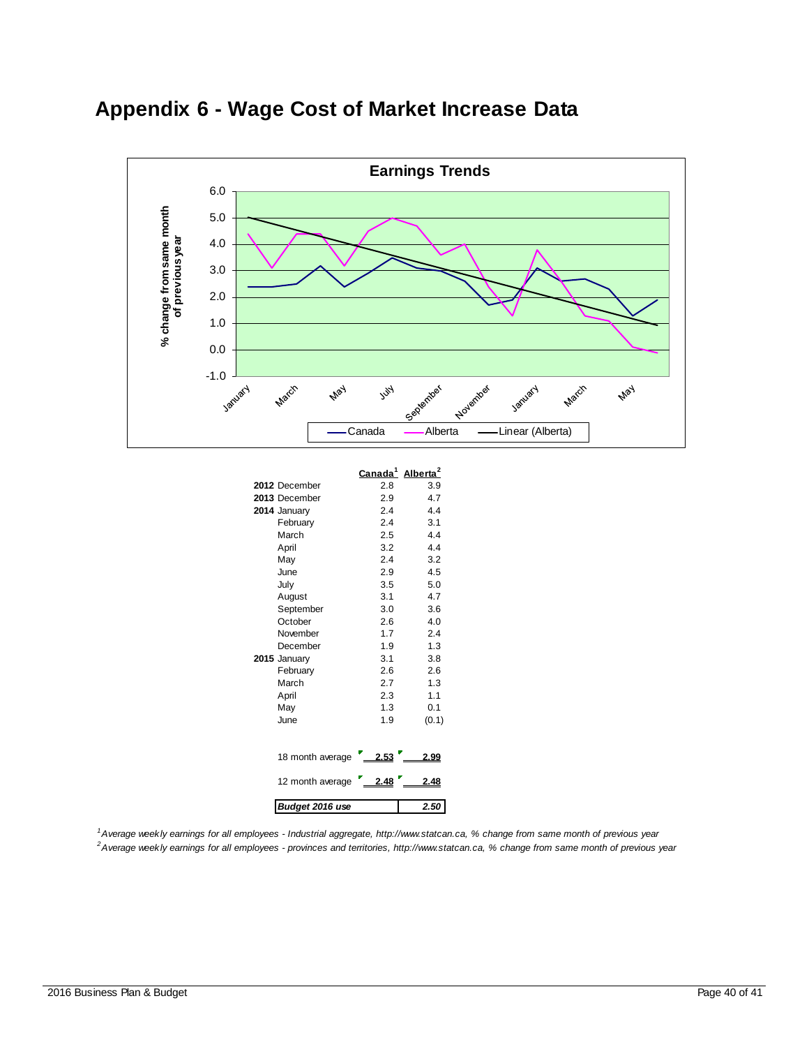# Appendix 6 - Wage Cost of Market Increase Data

**Earnings Trends**

% change from same month of previous year

Canada — Alberta — Linear (Alberta)

| | | Canada[1] | Alberta[2] |
|---|---|---|---|
| **2012** | December | 2.8 | 3.9 |
| **2013** | December | 2.9 | 4.7 |
| **2014** | January | 2.4 | 4.4 |
| | February | 2.4 | 3.1 |
| | March | 2.5 | 4.4 |
| | April | 3.2 | 4.4 |
| | May | 2.4 | 3.2 |
| | June | 2.9 | 4.5 |
| | July | 3.5 | 5.0 |
| | August | 3.1 | 4.7 |
| | September | 3.0 | 3.6 |
| | October | 2.6 | 4.0 |
| | November | 1.7 | 2.4 |
| | December | 1.9 | 1.3 |
| **2015** | January | 3.1 | 3.8 |
| | February | 2.6 | 2.6 |
| | March | 2.7 | 1.3 |
| | April | 2.3 | 1.1 |
| | May | 1.3 | 0.1 |
| | June | 1.9 | (0.1) |
| | 18 month average | 2.53 | 2.99 |
| | 12 month average | 2.48 | 2.48 |
| | ***Budget 2016 use*** | | ***2.50*** |

[1] *Average weekly earnings for all employees - Industrial aggregate, http://www.statcan.ca, % change from same month of previous year*

[2] *Average weekly earnings for all employees - provinces and territories, http://www.statcan.ca, % change from same month of previous year*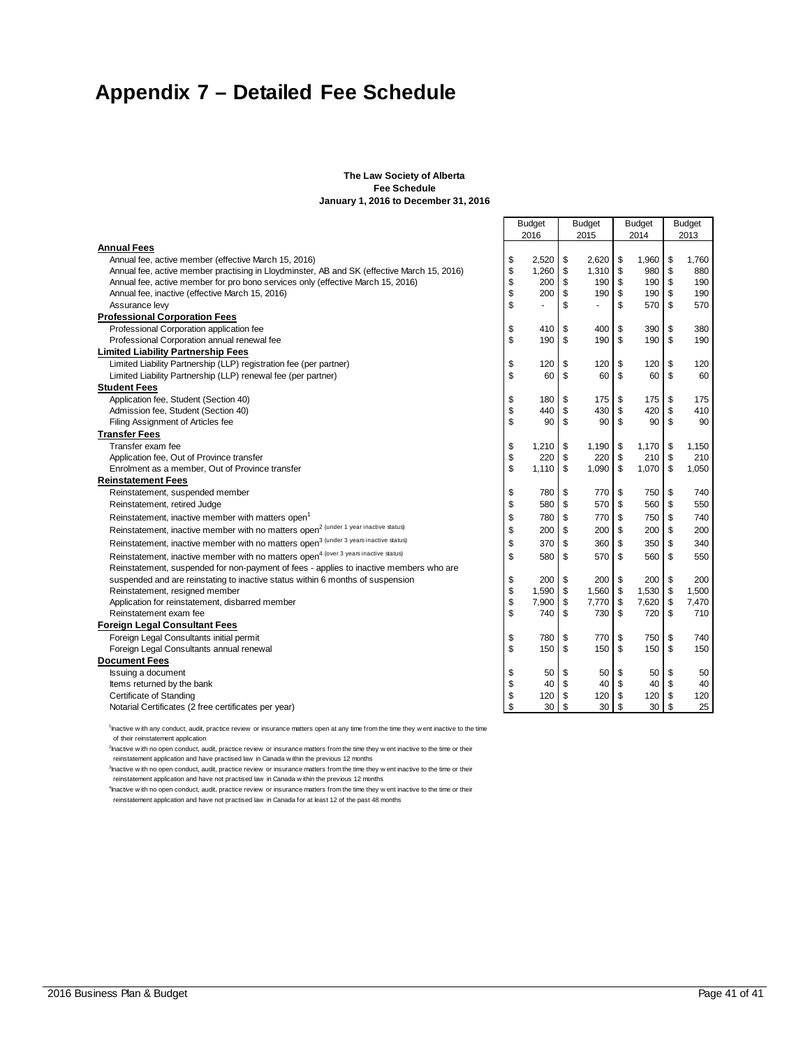# Appendix 7 – Detailed Fee Schedule

**The Law Society of Alberta**
**Fee Schedule**
**January 1, 2016 to December 31, 2016**

| | Budget 2016 | Budget 2015 | Budget 2014 | Budget 2013 |
|---|---|---|---|---|
| **Annual Fees** | | | | |
| Annual fee, active member (effective March 15, 2016) | $ 2,520 | $ 2,620 | $ 1,960 | $ 1,760 |
| Annual fee, active member practising in Lloydminster, AB and SK (effective March 15, 2016) | $ 1,260 | $ 1,310 | $ 980 | $ 880 |
| Annual fee, active member for pro bono services only (effective March 15, 2016) | $ 200 | $ 190 | $ 190 | $ 190 |
| Annual fee, inactive (effective March 15, 2016) | $ 200 | $ 190 | $ 190 | $ 190 |
| Assurance levy | $ - | $ - | $ 570 | $ 570 |
| **Professional Corporation Fees** | | | | |
| Professional Corporation application fee | $ 410 | $ 400 | $ 390 | $ 380 |
| Professional Corporation annual renewal fee | $ 190 | $ 190 | $ 190 | $ 190 |
| **Limited Liability Partnership Fees** | | | | |
| Limited Liability Partnership (LLP) registration fee (per partner) | $ 120 | $ 120 | $ 120 | $ 120 |
| Limited Liability Partnership (LLP) renewal fee (per partner) | $ 60 | $ 60 | $ 60 | $ 60 |
| **Student Fees** | | | | |
| Application fee, Student (Section 40) | $ 180 | $ 175 | $ 175 | $ 175 |
| Admission fee, Student (Section 40) | $ 440 | $ 430 | $ 420 | $ 410 |
| Filing Assignment of Articles fee | $ 90 | $ 90 | $ 90 | $ 90 |
| **Transfer Fees** | | | | |
| Transfer exam fee | $ 1,210 | $ 1,190 | $ 1,170 | $ 1,150 |
| Application fee, Out of Province transfer | $ 220 | $ 220 | $ 210 | $ 210 |
| Enrolment as a member, Out of Province transfer | $ 1,110 | $ 1,090 | $ 1,070 | $ 1,050 |
| **Reinstatement Fees** | | | | |
| Reinstatement, suspended member | $ 780 | $ 770 | $ 750 | $ 740 |
| Reinstatement, retired Judge | $ 580 | $ 570 | $ 560 | $ 550 |
| Reinstatement, inactive member with matters open[1] | $ 780 | $ 770 | $ 750 | $ 740 |
| Reinstatement, inactive member with no matters open[2] (under 1 year inactive status) | $ 200 | $ 200 | $ 200 | $ 200 |
| Reinstatement, inactive member with no matters open[3] (under 3 years inactive status) | $ 370 | $ 360 | $ 350 | $ 340 |
| Reinstatement, inactive member with no matters open[4] (over 3 years inactive status) | $ 580 | $ 570 | $ 560 | $ 550 |
| Reinstatement, suspended for non-payment of fees - applies to inactive members who are suspended and are reinstating to inactive status within 6 months of suspension | $ 200 | $ 200 | $ 200 | $ 200 |
| Reinstatement, resigned member | $ 1,590 | $ 1,560 | $ 1,530 | $ 1,500 |
| Application for reinstatement, disbarred member | $ 7,900 | $ 7,770 | $ 7,620 | $ 7,470 |
| Reinstatement exam fee | $ 740 | $ 730 | $ 720 | $ 710 |
| **Foreign Legal Consultant Fees** | | | | |
| Foreign Legal Consultants initial permit | $ 780 | $ 770 | $ 750 | $ 740 |
| Foreign Legal Consultants annual renewal | $ 150 | $ 150 | $ 150 | $ 150 |
| **Document Fees** | | | | |
| Issuing a document | $ 50 | $ 50 | $ 50 | $ 50 |
| Items returned by the bank | $ 40 | $ 40 | $ 40 | $ 40 |
| Certificate of Standing | $ 120 | $ 120 | $ 120 | $ 120 |
| Notarial Certificates (2 free certificates per year) | $ 30 | $ 30 | $ 30 | $ 25 |

[1]Inactive with any conduct, audit, practice review or insurance matters open at any time from the time they went inactive to the time of their reinstatement application

[2]Inactive with no open conduct, audit, practice review or insurance matters from the time they went inactive to the time or their reinstatement application and have practised law in Canada within the previous 12 months

[3]Inactive with no open conduct, audit, practice review or insurance matters from the time they went inactive to the time or their reinstatement application and have not practised law in Canada within the previous 12 months

[4]Inactive with no open conduct, audit, practice review or insurance matters from the time they went inactive to the time or their reinstatement application and have not practised law in Canada for at least 12 of the past 48 months